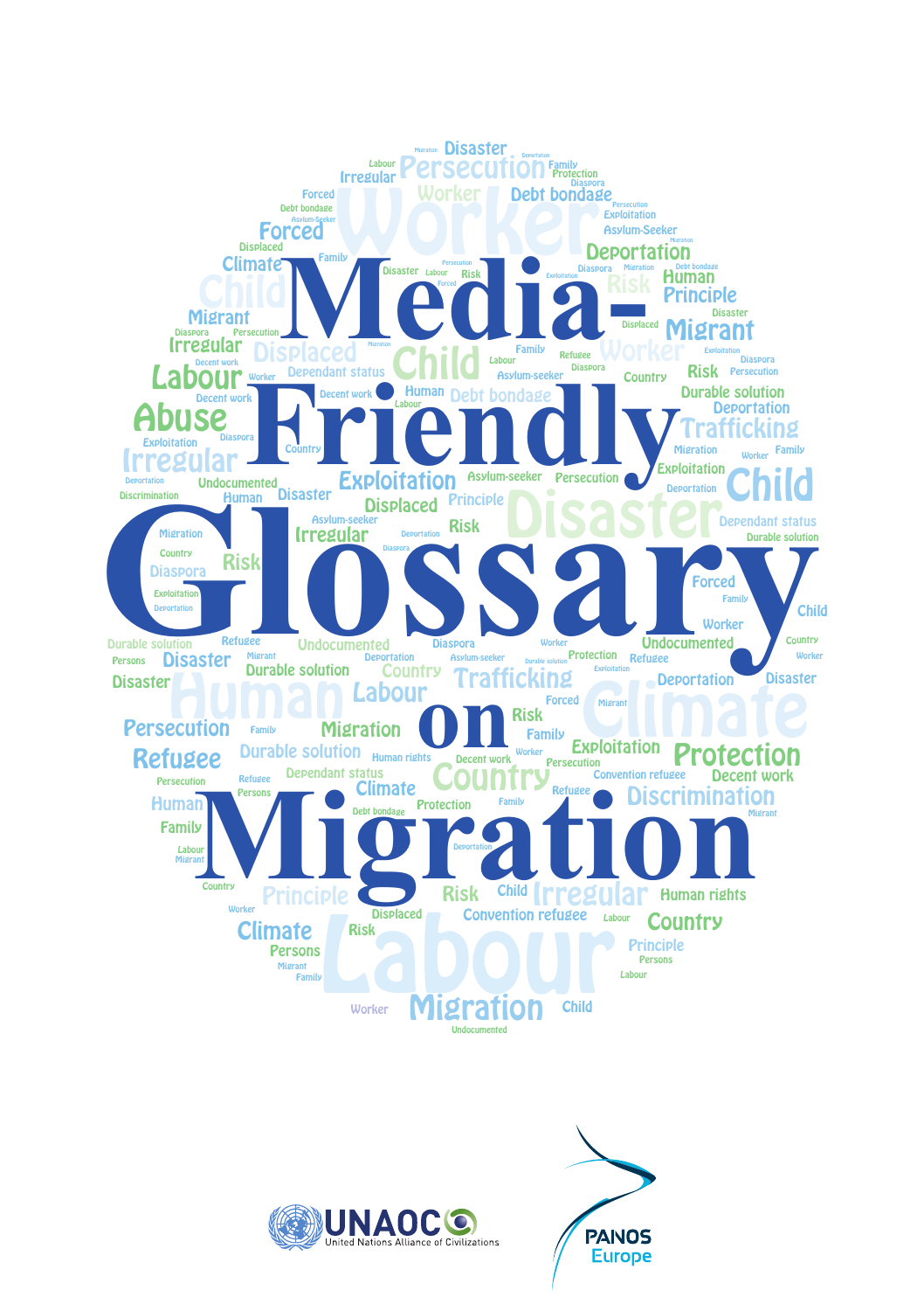# Media-Friendly Glossary on Migration

UNAOC United Nations Alliance of Civilizations

PANOS Europe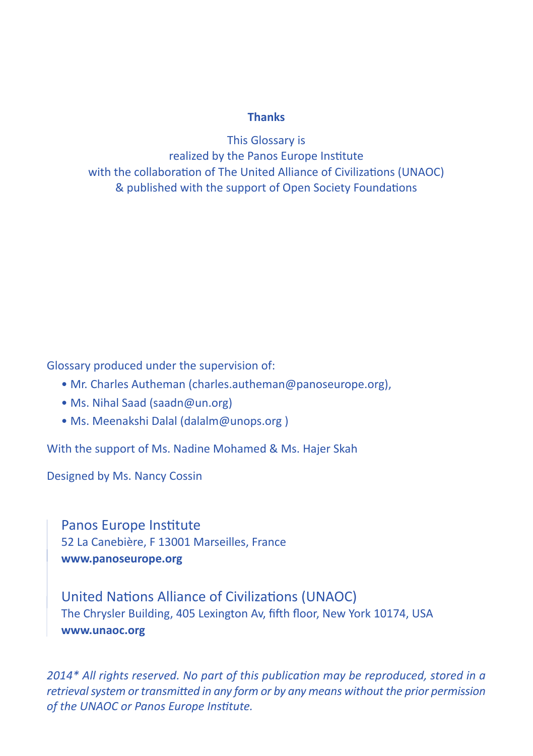**Thanks**

This Glossary is
realized by the Panos Europe Institute
with the collaboration of The United Alliance of Civilizations (UNAOC)
& published with the support of Open Society Foundations

Glossary produced under the supervision of:

- Mr. Charles Autheman (charles.autheman@panoseurope.org),
- Ms. Nihal Saad (saadn@un.org)
- Ms. Meenakshi Dalal (dalalm@unops.org )

With the support of Ms. Nadine Mohamed & Ms. Hajer Skah

Designed by Ms. Nancy Cossin

Panos Europe Institute
52 La Canebière, F 13001 Marseilles, France
**www.panoseurope.org**

United Nations Alliance of Civilizations (UNAOC)
The Chrysler Building, 405 Lexington Av, fifth floor, New York 10174, USA
**www.unaoc.org**

*2014\* All rights reserved. No part of this publication may be reproduced, stored in a retrieval system or transmitted in any form or by any means without the prior permission of the UNAOC or Panos Europe Institute.*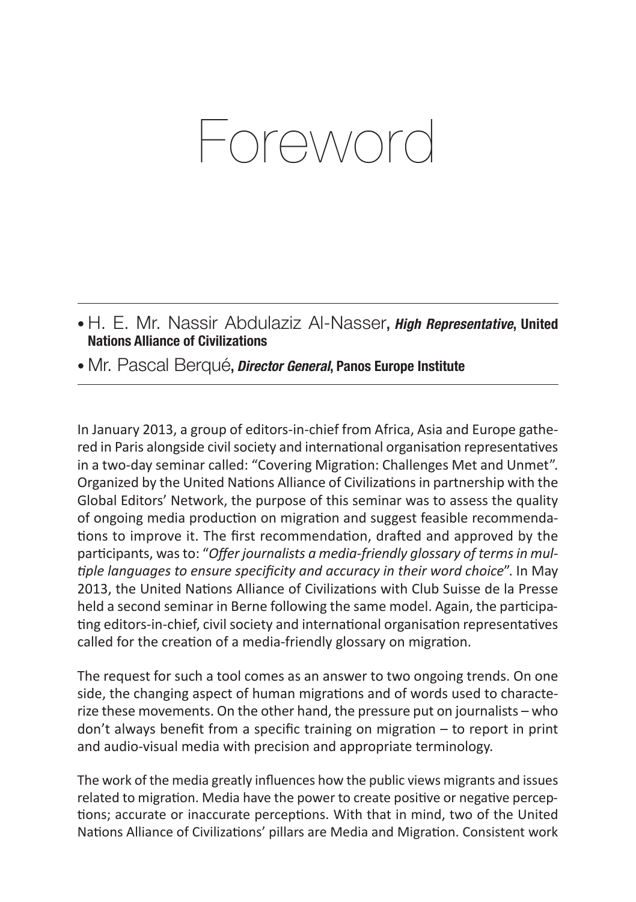# Foreword

- H. E. Mr. Nassir Abdulaziz Al-Nasser, ***High Representative*, United Nations Alliance of Civilizations**
- Mr. Pascal Berqué, ***Director General*, Panos Europe Institute**

In January 2013, a group of editors-in-chief from Africa, Asia and Europe gathered in Paris alongside civil society and international organisation representatives in a two-day seminar called: "Covering Migration: Challenges Met and Unmet". Organized by the United Nations Alliance of Civilizations in partnership with the Global Editors' Network, the purpose of this seminar was to assess the quality of ongoing media production on migration and suggest feasible recommendations to improve it. The first recommendation, drafted and approved by the participants, was to: "*Offer journalists a media-friendly glossary of terms in multiple languages to ensure specificity and accuracy in their word choice*". In May 2013, the United Nations Alliance of Civilizations with Club Suisse de la Presse held a second seminar in Berne following the same model. Again, the participating editors-in-chief, civil society and international organisation representatives called for the creation of a media-friendly glossary on migration.

The request for such a tool comes as an answer to two ongoing trends. On one side, the changing aspect of human migrations and of words used to characterize these movements. On the other hand, the pressure put on journalists – who don't always benefit from a specific training on migration – to report in print and audio-visual media with precision and appropriate terminology.

The work of the media greatly influences how the public views migrants and issues related to migration. Media have the power to create positive or negative perceptions; accurate or inaccurate perceptions. With that in mind, two of the United Nations Alliance of Civilizations' pillars are Media and Migration. Consistent work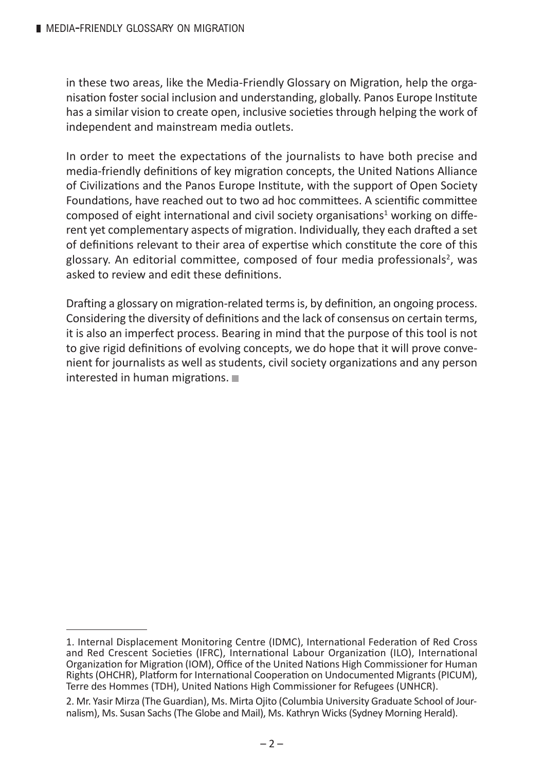in these two areas, like the Media-Friendly Glossary on Migration, help the organisation foster social inclusion and understanding, globally. Panos Europe Institute has a similar vision to create open, inclusive societies through helping the work of independent and mainstream media outlets.

In order to meet the expectations of the journalists to have both precise and media-friendly definitions of key migration concepts, the United Nations Alliance of Civilizations and the Panos Europe Institute, with the support of Open Society Foundations, have reached out to two ad hoc committees. A scientific committee composed of eight international and civil society organisations[1] working on different yet complementary aspects of migration. Individually, they each drafted a set of definitions relevant to their area of expertise which constitute the core of this glossary. An editorial committee, composed of four media professionals[2], was asked to review and edit these definitions.

Drafting a glossary on migration-related terms is, by definition, an ongoing process. Considering the diversity of definitions and the lack of consensus on certain terms, it is also an imperfect process. Bearing in mind that the purpose of this tool is not to give rigid definitions of evolving concepts, we do hope that it will prove convenient for journalists as well as students, civil society organizations and any person interested in human migrations. ■

---

1. Internal Displacement Monitoring Centre (IDMC), International Federation of Red Cross and Red Crescent Societies (IFRC), International Labour Organization (ILO), International Organization for Migration (IOM), Office of the United Nations High Commissioner for Human Rights (OHCHR), Platform for International Cooperation on Undocumented Migrants (PICUM), Terre des Hommes (TDH), United Nations High Commissioner for Refugees (UNHCR).

2. Mr. Yasir Mirza (The Guardian), Ms. Mirta Ojito (Columbia University Graduate School of Journalism), Ms. Susan Sachs (The Globe and Mail), Ms. Kathryn Wicks (Sydney Morning Herald).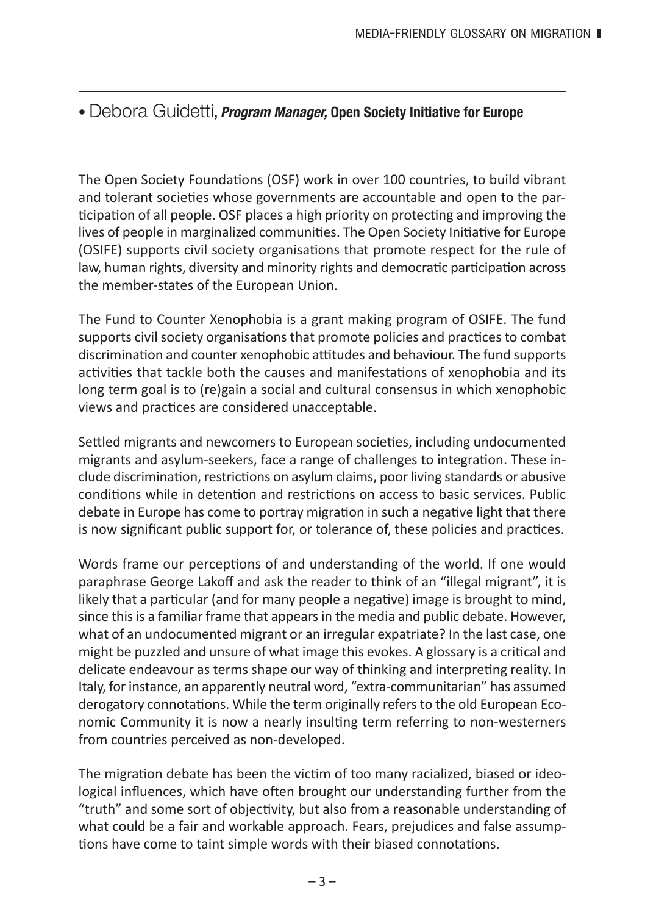## • Debora Guidetti, ***Program Manager*****, Open Society Initiative for Europe**

The Open Society Foundations (OSF) work in over 100 countries, to build vibrant and tolerant societies whose governments are accountable and open to the participation of all people. OSF places a high priority on protecting and improving the lives of people in marginalized communities. The Open Society Initiative for Europe (OSIFE) supports civil society organisations that promote respect for the rule of law, human rights, diversity and minority rights and democratic participation across the member-states of the European Union.

The Fund to Counter Xenophobia is a grant making program of OSIFE. The fund supports civil society organisations that promote policies and practices to combat discrimination and counter xenophobic attitudes and behaviour. The fund supports activities that tackle both the causes and manifestations of xenophobia and its long term goal is to (re)gain a social and cultural consensus in which xenophobic views and practices are considered unacceptable.

Settled migrants and newcomers to European societies, including undocumented migrants and asylum-seekers, face a range of challenges to integration. These include discrimination, restrictions on asylum claims, poor living standards or abusive conditions while in detention and restrictions on access to basic services. Public debate in Europe has come to portray migration in such a negative light that there is now significant public support for, or tolerance of, these policies and practices.

Words frame our perceptions of and understanding of the world. If one would paraphrase George Lakoff and ask the reader to think of an "illegal migrant", it is likely that a particular (and for many people a negative) image is brought to mind, since this is a familiar frame that appears in the media and public debate. However, what of an undocumented migrant or an irregular expatriate? In the last case, one might be puzzled and unsure of what image this evokes. A glossary is a critical and delicate endeavour as terms shape our way of thinking and interpreting reality. In Italy, for instance, an apparently neutral word, "extra-communitarian" has assumed derogatory connotations. While the term originally refers to the old European Economic Community it is now a nearly insulting term referring to non-westerners from countries perceived as non-developed.

The migration debate has been the victim of too many racialized, biased or ideological influences, which have often brought our understanding further from the "truth" and some sort of objectivity, but also from a reasonable understanding of what could be a fair and workable approach. Fears, prejudices and false assumptions have come to taint simple words with their biased connotations.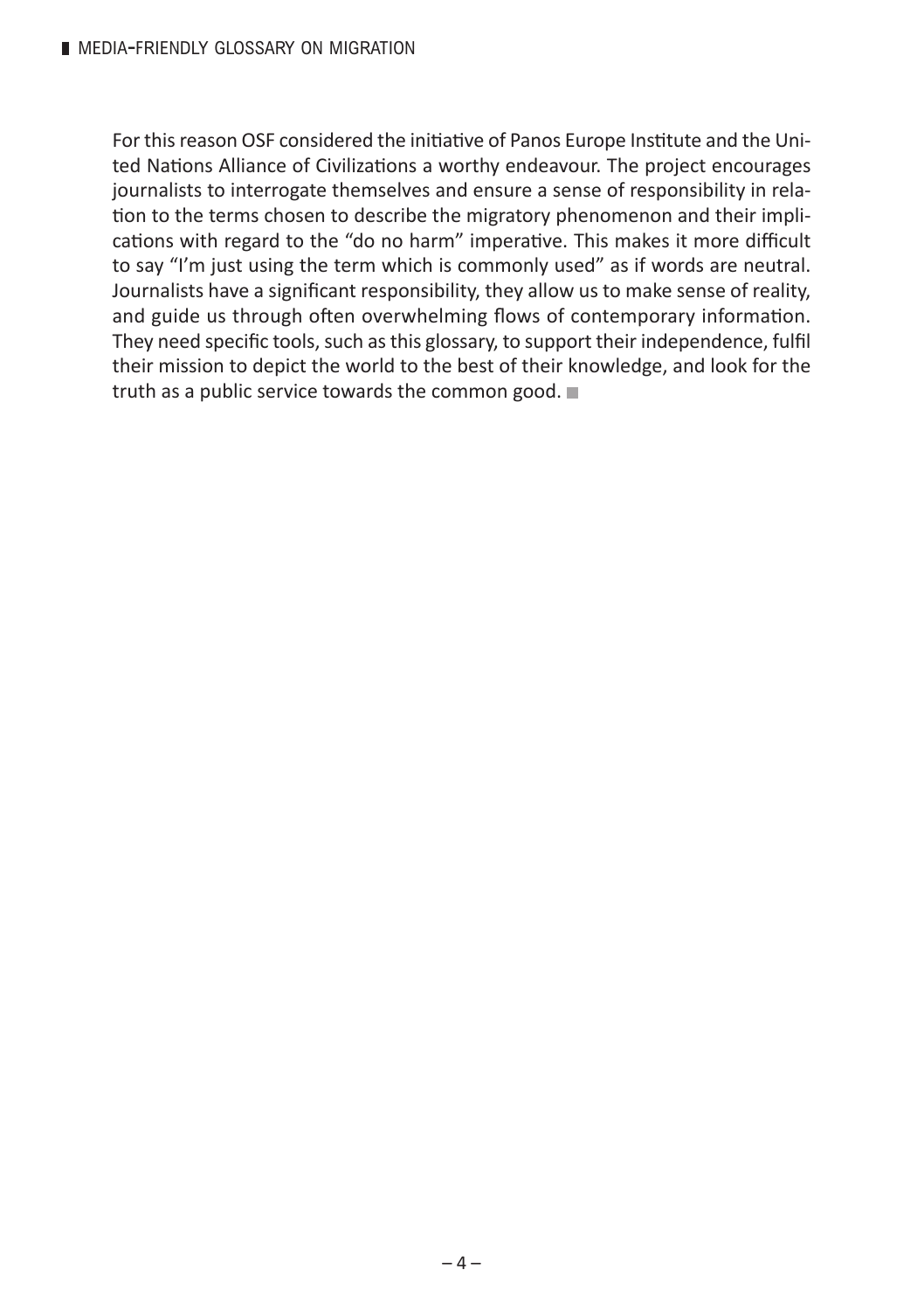For this reason OSF considered the initiative of Panos Europe Institute and the United Nations Alliance of Civilizations a worthy endeavour. The project encourages journalists to interrogate themselves and ensure a sense of responsibility in relation to the terms chosen to describe the migratory phenomenon and their implications with regard to the "do no harm" imperative. This makes it more difficult to say "I'm just using the term which is commonly used" as if words are neutral. Journalists have a significant responsibility, they allow us to make sense of reality, and guide us through often overwhelming flows of contemporary information. They need specific tools, such as this glossary, to support their independence, fulfil their mission to depict the world to the best of their knowledge, and look for the truth as a public service towards the common good.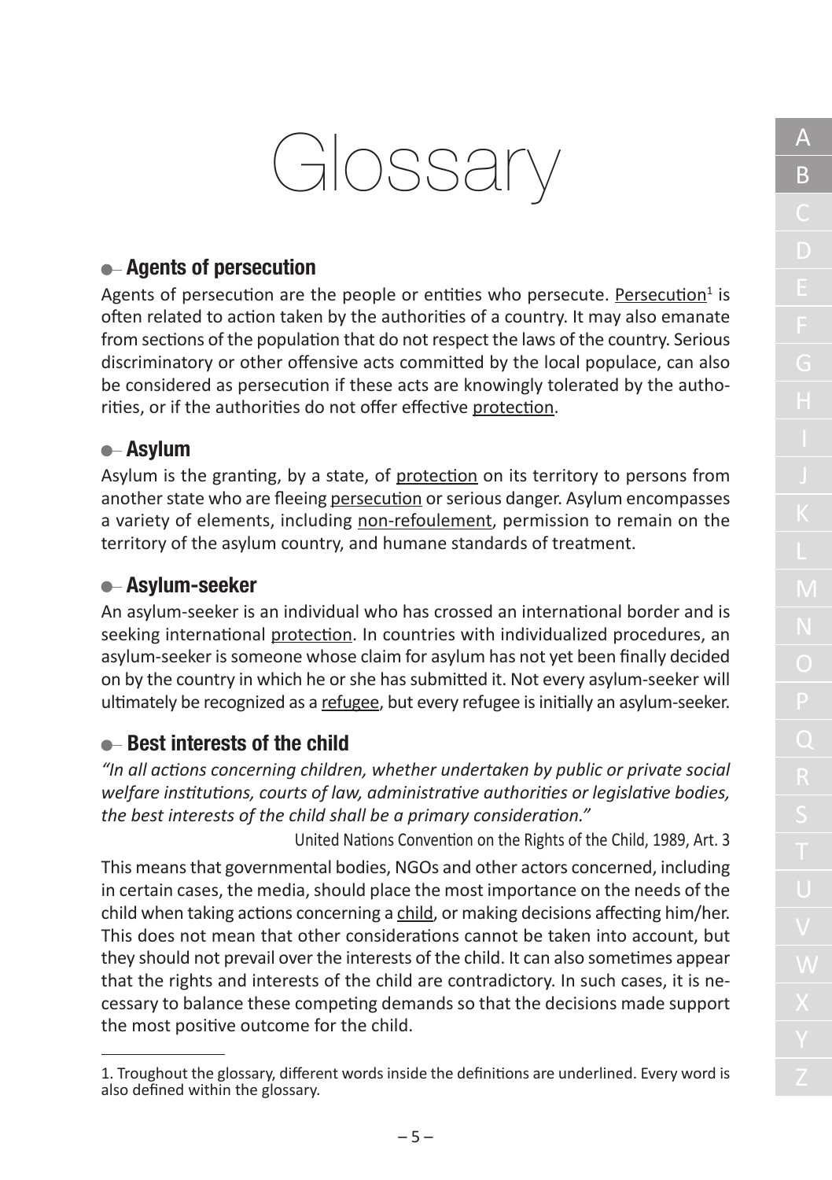# Glossary

## Agents of persecution

Agents of persecution are the people or entities who persecute. Persecution[1] is often related to action taken by the authorities of a country. It may also emanate from sections of the population that do not respect the laws of the country. Serious discriminatory or other offensive acts committed by the local populace, can also be considered as persecution if these acts are knowingly tolerated by the authorities, or if the authorities do not offer effective protection.

## Asylum

Asylum is the granting, by a state, of protection on its territory to persons from another state who are fleeing persecution or serious danger. Asylum encompasses a variety of elements, including non-refoulement, permission to remain on the territory of the asylum country, and humane standards of treatment.

## Asylum-seeker

An asylum-seeker is an individual who has crossed an international border and is seeking international protection. In countries with individualized procedures, an asylum-seeker is someone whose claim for asylum has not yet been finally decided on by the country in which he or she has submitted it. Not every asylum-seeker will ultimately be recognized as a refugee, but every refugee is initially an asylum-seeker.

## Best interests of the child

*"In all actions concerning children, whether undertaken by public or private social welfare institutions, courts of law, administrative authorities or legislative bodies, the best interests of the child shall be a primary consideration."*

United Nations Convention on the Rights of the Child, 1989, Art. 3

This means that governmental bodies, NGOs and other actors concerned, including in certain cases, the media, should place the most importance on the needs of the child when taking actions concerning a child, or making decisions affecting him/her. This does not mean that other considerations cannot be taken into account, but they should not prevail over the interests of the child. It can also sometimes appear that the rights and interests of the child are contradictory. In such cases, it is necessary to balance these competing demands so that the decisions made support the most positive outcome for the child.

1. Troughout the glossary, different words inside the definitions are underlined. Every word is also defined within the glossary.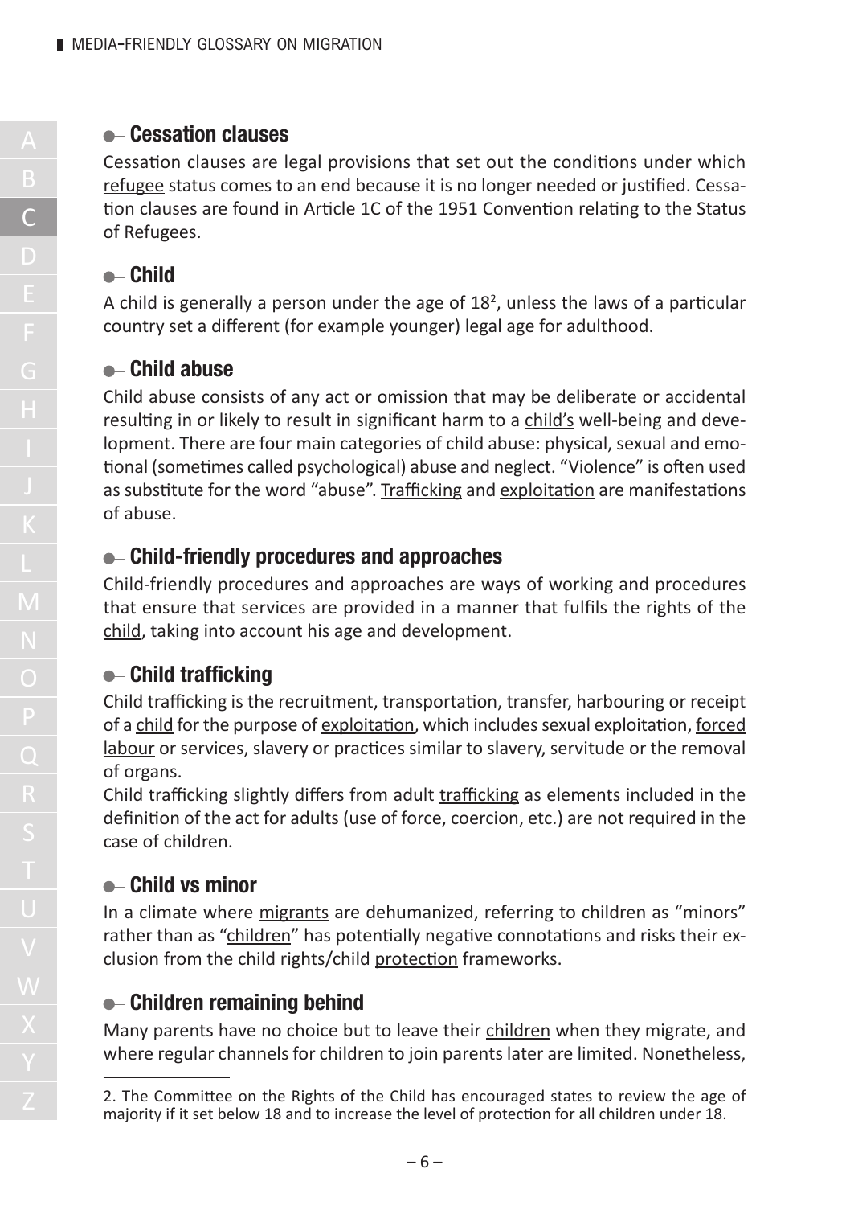## Cessation clauses

Cessation clauses are legal provisions that set out the conditions under which refugee status comes to an end because it is no longer needed or justified. Cessation clauses are found in Article 1C of the 1951 Convention relating to the Status of Refugees.

## Child

A child is generally a person under the age of 18[2], unless the laws of a particular country set a different (for example younger) legal age for adulthood.

## Child abuse

Child abuse consists of any act or omission that may be deliberate or accidental resulting in or likely to result in significant harm to a child's well-being and development. There are four main categories of child abuse: physical, sexual and emotional (sometimes called psychological) abuse and neglect. "Violence" is often used as substitute for the word "abuse". Trafficking and exploitation are manifestations of abuse.

## Child-friendly procedures and approaches

Child-friendly procedures and approaches are ways of working and procedures that ensure that services are provided in a manner that fulfils the rights of the child, taking into account his age and development.

## Child trafficking

Child trafficking is the recruitment, transportation, transfer, harbouring or receipt of a child for the purpose of exploitation, which includes sexual exploitation, forced labour or services, slavery or practices similar to slavery, servitude or the removal of organs.

Child trafficking slightly differs from adult trafficking as elements included in the definition of the act for adults (use of force, coercion, etc.) are not required in the case of children.

## Child vs minor

In a climate where migrants are dehumanized, referring to children as "minors" rather than as "children" has potentially negative connotations and risks their exclusion from the child rights/child protection frameworks.

## Children remaining behind

Many parents have no choice but to leave their children when they migrate, and where regular channels for children to join parents later are limited. Nonetheless,

---

2. The Committee on the Rights of the Child has encouraged states to review the age of majority if it set below 18 and to increase the level of protection for all children under 18.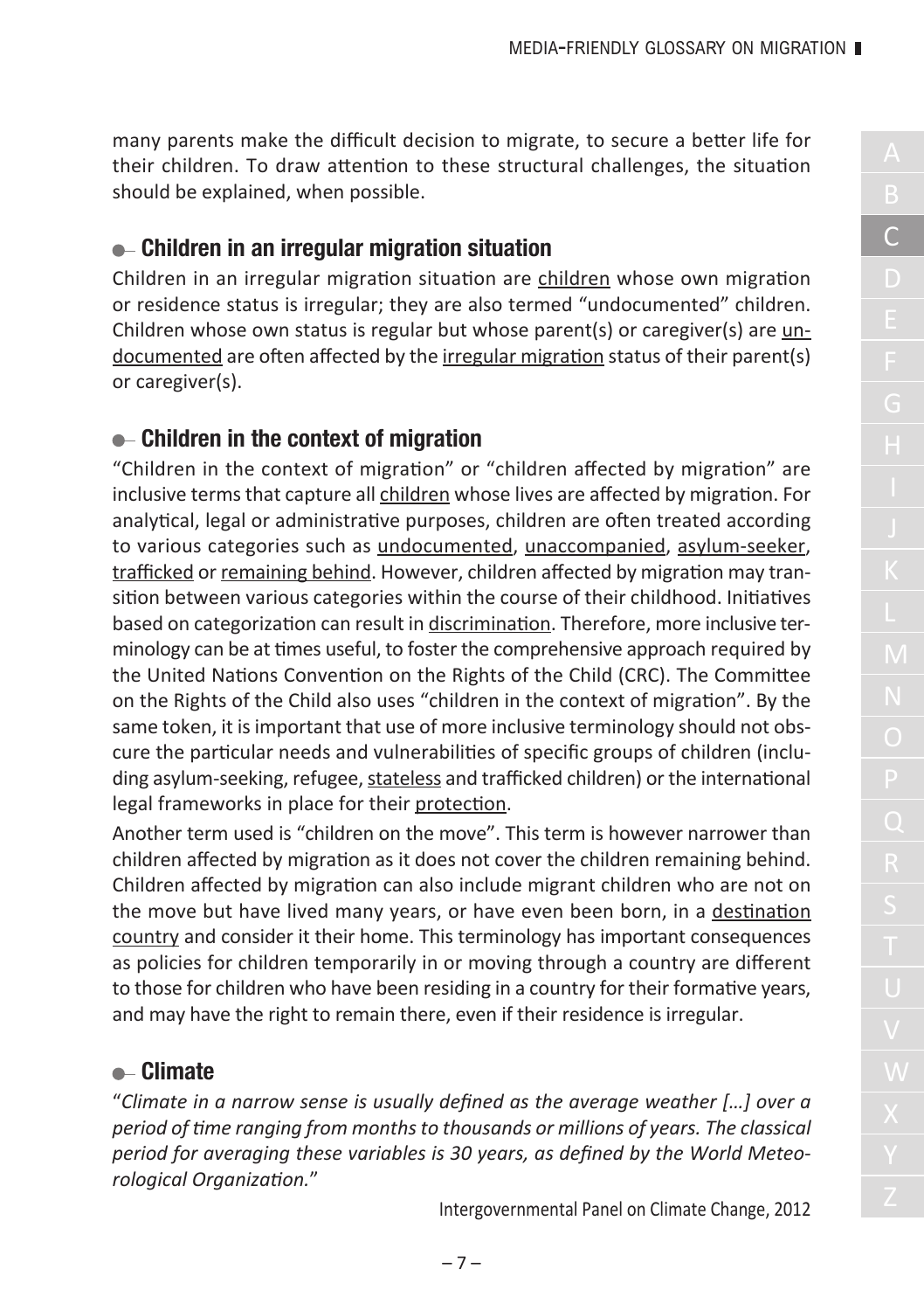many parents make the difficult decision to migrate, to secure a better life for their children. To draw attention to these structural challenges, the situation should be explained, when possible.

## Children in an irregular migration situation

Children in an irregular migration situation are children whose own migration or residence status is irregular; they are also termed "undocumented" children. Children whose own status is regular but whose parent(s) or caregiver(s) are undocumented are often affected by the irregular migration status of their parent(s) or caregiver(s).

## Children in the context of migration

"Children in the context of migration" or "children affected by migration" are inclusive terms that capture all children whose lives are affected by migration. For analytical, legal or administrative purposes, children are often treated according to various categories such as undocumented, unaccompanied, asylum-seeker, trafficked or remaining behind. However, children affected by migration may transition between various categories within the course of their childhood. Initiatives based on categorization can result in discrimination. Therefore, more inclusive terminology can be at times useful, to foster the comprehensive approach required by the United Nations Convention on the Rights of the Child (CRC). The Committee on the Rights of the Child also uses "children in the context of migration". By the same token, it is important that use of more inclusive terminology should not obscure the particular needs and vulnerabilities of specific groups of children (including asylum-seeking, refugee, stateless and trafficked children) or the international legal frameworks in place for their protection.

Another term used is "children on the move". This term is however narrower than children affected by migration as it does not cover the children remaining behind. Children affected by migration can also include migrant children who are not on the move but have lived many years, or have even been born, in a destination country and consider it their home. This terminology has important consequences as policies for children temporarily in or moving through a country are different to those for children who have been residing in a country for their formative years, and may have the right to remain there, even if their residence is irregular.

## Climate

"*Climate in a narrow sense is usually defined as the average weather […] over a period of time ranging from months to thousands or millions of years. The classical period for averaging these variables is 30 years, as defined by the World Meteorological Organization.*"

Intergovernmental Panel on Climate Change, 2012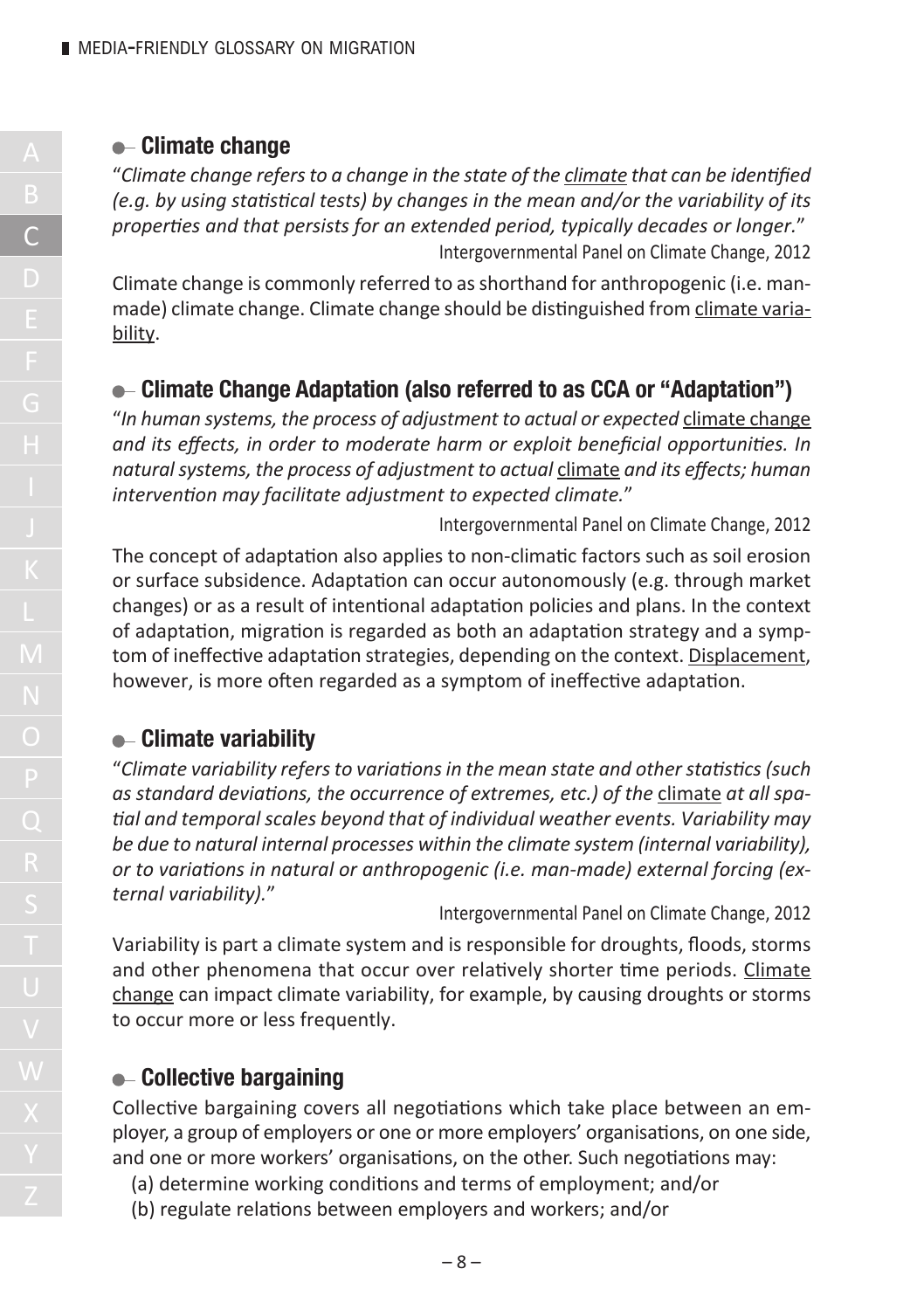## Climate change

"*Climate change refers to a change in the state of the climate that can be identified (e.g. by using statistical tests) by changes in the mean and/or the variability of its properties and that persists for an extended period, typically decades or longer.*"

Intergovernmental Panel on Climate Change, 2012

Climate change is commonly referred to as shorthand for anthropogenic (i.e. man-made) climate change. Climate change should be distinguished from climate variability.

## Climate Change Adaptation (also referred to as CCA or "Adaptation")

"*In human systems, the process of adjustment to actual or expected climate change and its effects, in order to moderate harm or exploit beneficial opportunities. In natural systems, the process of adjustment to actual climate and its effects; human intervention may facilitate adjustment to expected climate.*"

Intergovernmental Panel on Climate Change, 2012

The concept of adaptation also applies to non-climatic factors such as soil erosion or surface subsidence. Adaptation can occur autonomously (e.g. through market changes) or as a result of intentional adaptation policies and plans. In the context of adaptation, migration is regarded as both an adaptation strategy and a symptom of ineffective adaptation strategies, depending on the context. Displacement, however, is more often regarded as a symptom of ineffective adaptation.

## Climate variability

"*Climate variability refers to variations in the mean state and other statistics (such as standard deviations, the occurrence of extremes, etc.) of the climate at all spatial and temporal scales beyond that of individual weather events. Variability may be due to natural internal processes within the climate system (internal variability), or to variations in natural or anthropogenic (i.e. man-made) external forcing (external variability).*"

Intergovernmental Panel on Climate Change, 2012

Variability is part a climate system and is responsible for droughts, floods, storms and other phenomena that occur over relatively shorter time periods. Climate change can impact climate variability, for example, by causing droughts or storms to occur more or less frequently.

## Collective bargaining

Collective bargaining covers all negotiations which take place between an employer, a group of employers or one or more employers' organisations, on one side, and one or more workers' organisations, on the other. Such negotiations may:

(a) determine working conditions and terms of employment; and/or
(b) regulate relations between employers and workers; and/or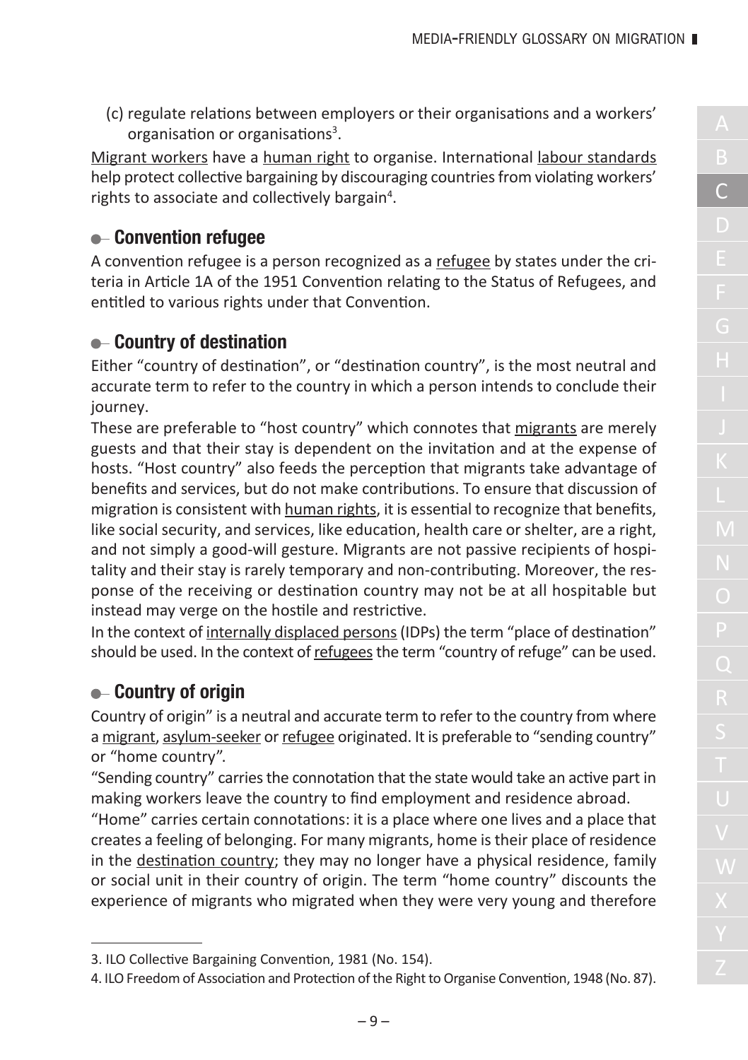(c) regulate relations between employers or their organisations and a workers' organisation or organisations[3].

Migrant workers have a human right to organise. International labour standards help protect collective bargaining by discouraging countries from violating workers' rights to associate and collectively bargain[4].

## Convention refugee

A convention refugee is a person recognized as a refugee by states under the criteria in Article 1A of the 1951 Convention relating to the Status of Refugees, and entitled to various rights under that Convention.

## Country of destination

Either "country of destination", or "destination country", is the most neutral and accurate term to refer to the country in which a person intends to conclude their journey.

These are preferable to "host country" which connotes that migrants are merely guests and that their stay is dependent on the invitation and at the expense of hosts. "Host country" also feeds the perception that migrants take advantage of benefits and services, but do not make contributions. To ensure that discussion of migration is consistent with human rights, it is essential to recognize that benefits, like social security, and services, like education, health care or shelter, are a right, and not simply a good-will gesture. Migrants are not passive recipients of hospitality and their stay is rarely temporary and non-contributing. Moreover, the response of the receiving or destination country may not be at all hospitable but instead may verge on the hostile and restrictive.

In the context of internally displaced persons (IDPs) the term "place of destination" should be used. In the context of refugees the term "country of refuge" can be used.

## Country of origin

Country of origin" is a neutral and accurate term to refer to the country from where a migrant, asylum-seeker or refugee originated. It is preferable to "sending country" or "home country".

"Sending country" carries the connotation that the state would take an active part in making workers leave the country to find employment and residence abroad.

"Home" carries certain connotations: it is a place where one lives and a place that creates a feeling of belonging. For many migrants, home is their place of residence in the destination country; they may no longer have a physical residence, family or social unit in their country of origin. The term "home country" discounts the experience of migrants who migrated when they were very young and therefore

3. ILO Collective Bargaining Convention, 1981 (No. 154).

4. ILO Freedom of Association and Protection of the Right to Organise Convention, 1948 (No. 87).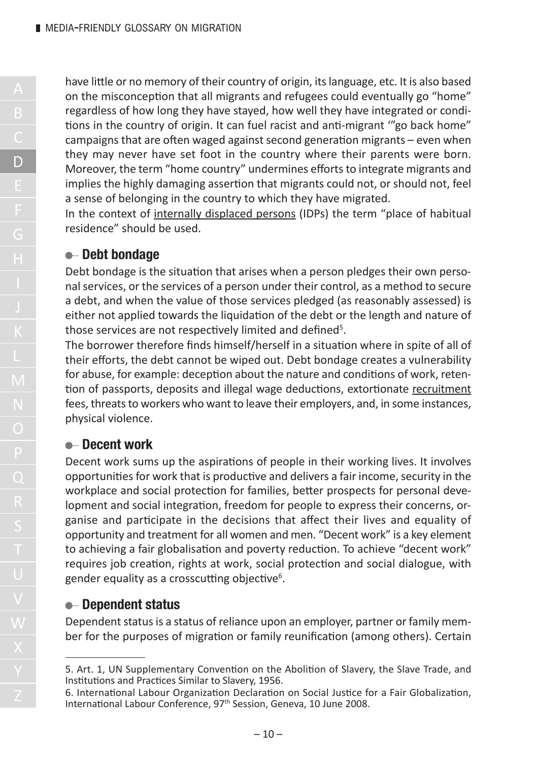have little or no memory of their country of origin, its language, etc. It is also based on the misconception that all migrants and refugees could eventually go "home" regardless of how long they have stayed, how well they have integrated or conditions in the country of origin. It can fuel racist and anti-migrant '"go back home" campaigns that are often waged against second generation migrants – even when they may never have set foot in the country where their parents were born. Moreover, the term "home country" undermines efforts to integrate migrants and implies the highly damaging assertion that migrants could not, or should not, feel a sense of belonging in the country to which they have migrated.

In the context of internally displaced persons (IDPs) the term "place of habitual residence" should be used.

## Debt bondage

Debt bondage is the situation that arises when a person pledges their own personal services, or the services of a person under their control, as a method to secure a debt, and when the value of those services pledged (as reasonably assessed) is either not applied towards the liquidation of the debt or the length and nature of those services are not respectively limited and defined[5].

The borrower therefore finds himself/herself in a situation where in spite of all of their efforts, the debt cannot be wiped out. Debt bondage creates a vulnerability for abuse, for example: deception about the nature and conditions of work, retention of passports, deposits and illegal wage deductions, extortionate recruitment fees, threats to workers who want to leave their employers, and, in some instances, physical violence.

## Decent work

Decent work sums up the aspirations of people in their working lives. It involves opportunities for work that is productive and delivers a fair income, security in the workplace and social protection for families, better prospects for personal development and social integration, freedom for people to express their concerns, organise and participate in the decisions that affect their lives and equality of opportunity and treatment for all women and men. "Decent work" is a key element to achieving a fair globalisation and poverty reduction. To achieve "decent work" requires job creation, rights at work, social protection and social dialogue, with gender equality as a crosscutting objective[6].

## Dependent status

Dependent status is a status of reliance upon an employer, partner or family member for the purposes of migration or family reunification (among others). Certain

5. Art. 1, UN Supplementary Convention on the Abolition of Slavery, the Slave Trade, and Institutions and Practices Similar to Slavery, 1956.

6. International Labour Organization Declaration on Social Justice for a Fair Globalization, International Labour Conference, 97th Session, Geneva, 10 June 2008.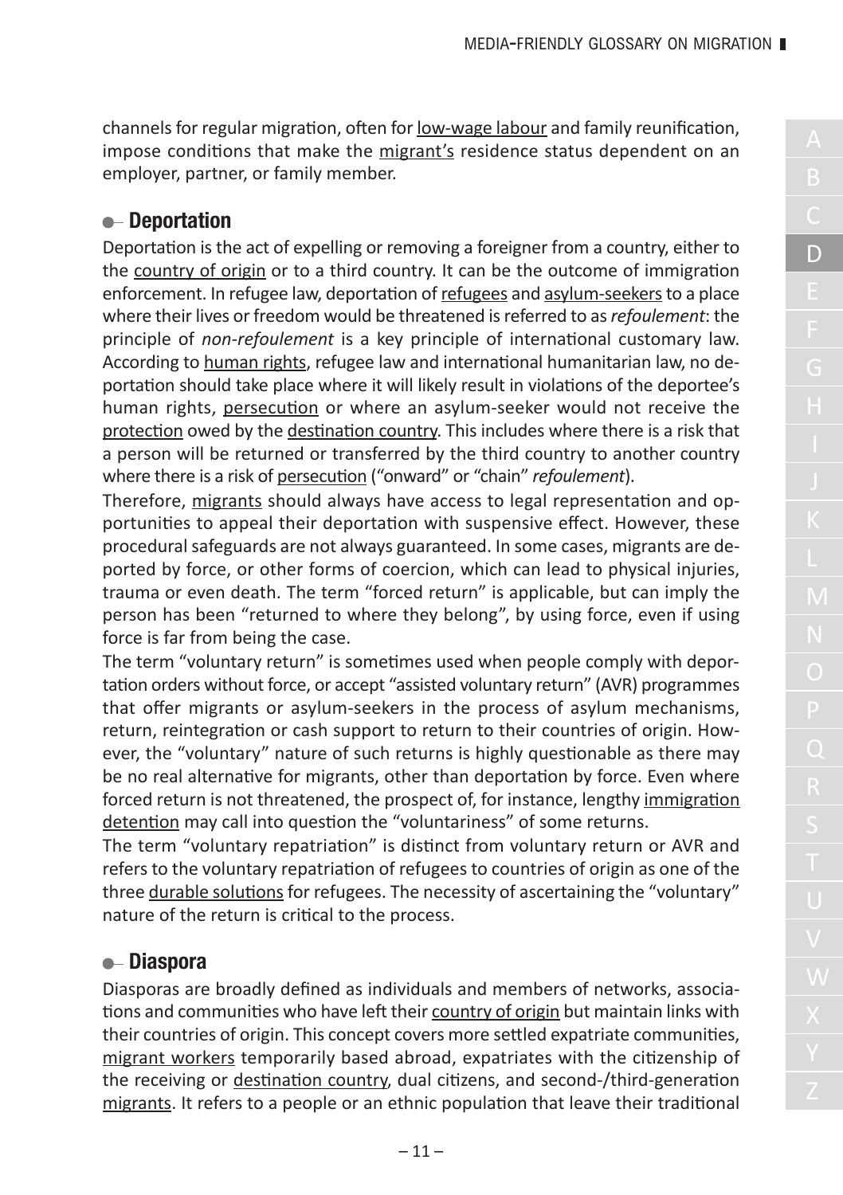channels for regular migration, often for low-wage labour and family reunification, impose conditions that make the migrant's residence status dependent on an employer, partner, or family member.

## Deportation

Deportation is the act of expelling or removing a foreigner from a country, either to the country of origin or to a third country. It can be the outcome of immigration enforcement. In refugee law, deportation of refugees and asylum-seekers to a place where their lives or freedom would be threatened is referred to as *refoulement*: the principle of *non-refoulement* is a key principle of international customary law. According to human rights, refugee law and international humanitarian law, no deportation should take place where it will likely result in violations of the deportee's human rights, persecution or where an asylum-seeker would not receive the protection owed by the destination country. This includes where there is a risk that a person will be returned or transferred by the third country to another country where there is a risk of persecution ("onward" or "chain" *refoulement*).

Therefore, migrants should always have access to legal representation and opportunities to appeal their deportation with suspensive effect. However, these procedural safeguards are not always guaranteed. In some cases, migrants are deported by force, or other forms of coercion, which can lead to physical injuries, trauma or even death. The term "forced return" is applicable, but can imply the person has been "returned to where they belong", by using force, even if using force is far from being the case.

The term "voluntary return" is sometimes used when people comply with deportation orders without force, or accept "assisted voluntary return" (AVR) programmes that offer migrants or asylum-seekers in the process of asylum mechanisms, return, reintegration or cash support to return to their countries of origin. However, the "voluntary" nature of such returns is highly questionable as there may be no real alternative for migrants, other than deportation by force. Even where forced return is not threatened, the prospect of, for instance, lengthy immigration detention may call into question the "voluntariness" of some returns.

The term "voluntary repatriation" is distinct from voluntary return or AVR and refers to the voluntary repatriation of refugees to countries of origin as one of the three durable solutions for refugees. The necessity of ascertaining the "voluntary" nature of the return is critical to the process.

## Diaspora

Diasporas are broadly defined as individuals and members of networks, associations and communities who have left their country of origin but maintain links with their countries of origin. This concept covers more settled expatriate communities, migrant workers temporarily based abroad, expatriates with the citizenship of the receiving or destination country, dual citizens, and second-/third-generation migrants. It refers to a people or an ethnic population that leave their traditional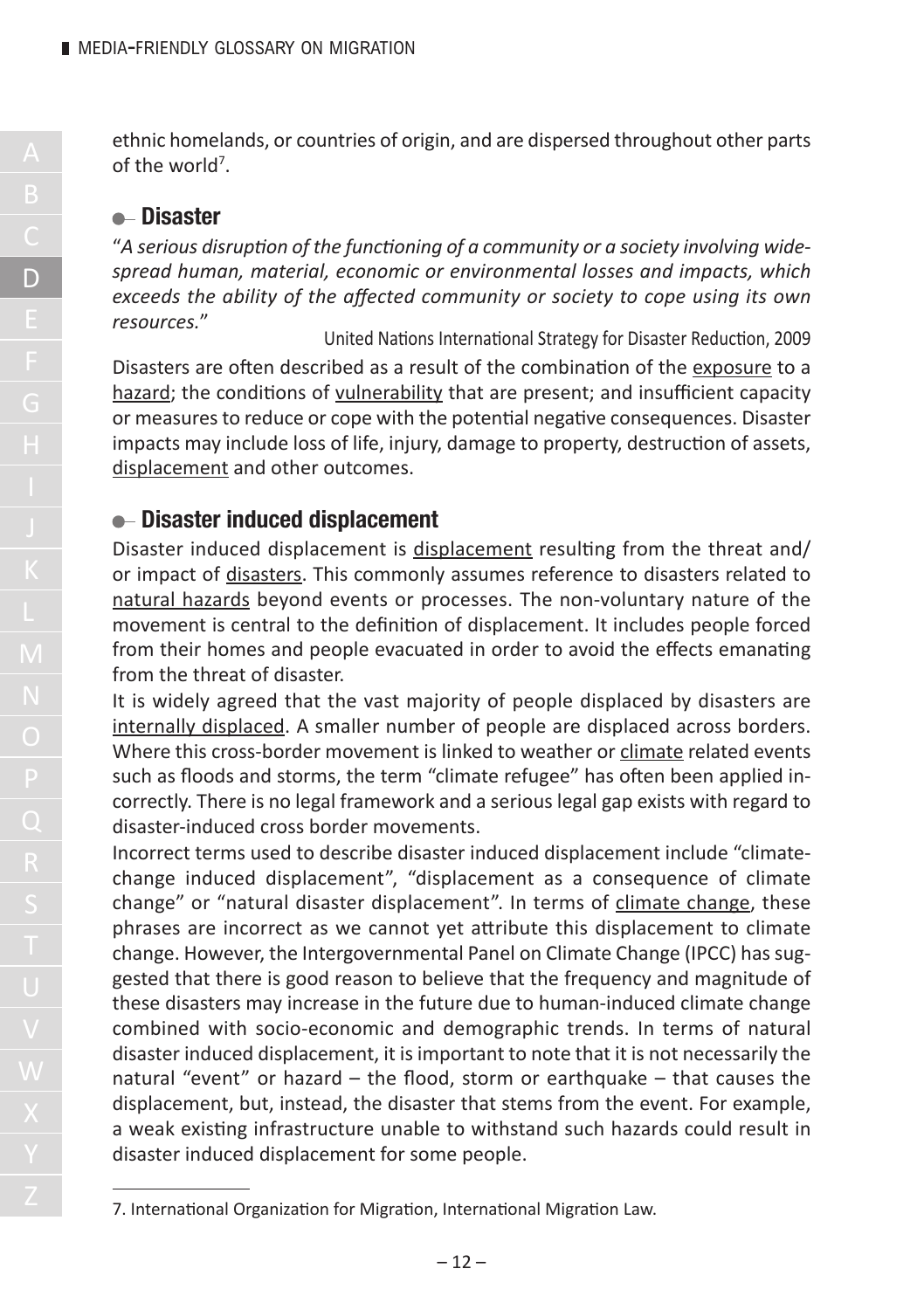ethnic homelands, or countries of origin, and are dispersed throughout other parts of the world[7].

## Disaster

"*A serious disruption of the functioning of a community or a society involving widespread human, material, economic or environmental losses and impacts, which exceeds the ability of the affected community or society to cope using its own resources.*"

United Nations International Strategy for Disaster Reduction, 2009

Disasters are often described as a result of the combination of the exposure to a hazard; the conditions of vulnerability that are present; and insufficient capacity or measures to reduce or cope with the potential negative consequences. Disaster impacts may include loss of life, injury, damage to property, destruction of assets, displacement and other outcomes.

## Disaster induced displacement

Disaster induced displacement is displacement resulting from the threat and/or impact of disasters. This commonly assumes reference to disasters related to natural hazards beyond events or processes. The non-voluntary nature of the movement is central to the definition of displacement. It includes people forced from their homes and people evacuated in order to avoid the effects emanating from the threat of disaster.

It is widely agreed that the vast majority of people displaced by disasters are internally displaced. A smaller number of people are displaced across borders. Where this cross-border movement is linked to weather or climate related events such as floods and storms, the term "climate refugee" has often been applied incorrectly. There is no legal framework and a serious legal gap exists with regard to disaster-induced cross border movements.

Incorrect terms used to describe disaster induced displacement include "climate-change induced displacement", "displacement as a consequence of climate change" or "natural disaster displacement". In terms of climate change, these phrases are incorrect as we cannot yet attribute this displacement to climate change. However, the Intergovernmental Panel on Climate Change (IPCC) has suggested that there is good reason to believe that the frequency and magnitude of these disasters may increase in the future due to human-induced climate change combined with socio-economic and demographic trends. In terms of natural disaster induced displacement, it is important to note that it is not necessarily the natural "event" or hazard – the flood, storm or earthquake – that causes the displacement, but, instead, the disaster that stems from the event. For example, a weak existing infrastructure unable to withstand such hazards could result in disaster induced displacement for some people.

---

7. International Organization for Migration, International Migration Law.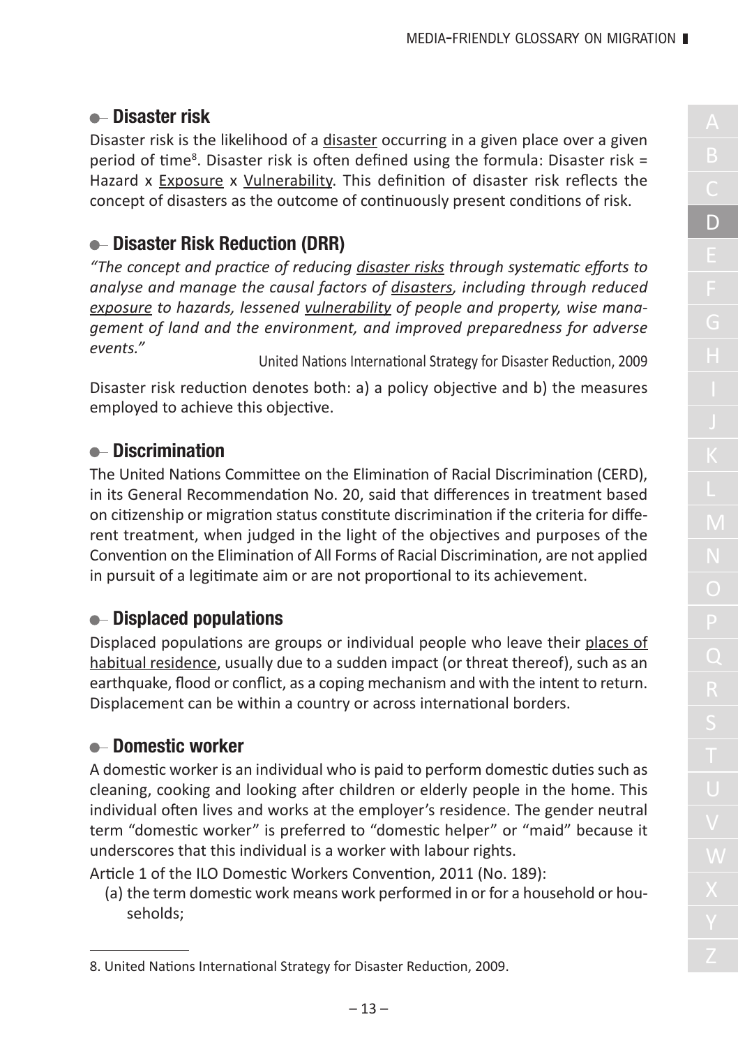## Disaster risk

Disaster risk is the likelihood of a disaster occurring in a given place over a given period of time[8]. Disaster risk is often defined using the formula: Disaster risk = Hazard x Exposure x Vulnerability. This definition of disaster risk reflects the concept of disasters as the outcome of continuously present conditions of risk.

## Disaster Risk Reduction (DRR)

*"The concept and practice of reducing disaster risks through systematic efforts to analyse and manage the causal factors of disasters, including through reduced exposure to hazards, lessened vulnerability of people and property, wise management of land and the environment, and improved preparedness for adverse events."*

United Nations International Strategy for Disaster Reduction, 2009

Disaster risk reduction denotes both: a) a policy objective and b) the measures employed to achieve this objective.

## Discrimination

The United Nations Committee on the Elimination of Racial Discrimination (CERD), in its General Recommendation No. 20, said that differences in treatment based on citizenship or migration status constitute discrimination if the criteria for different treatment, when judged in the light of the objectives and purposes of the Convention on the Elimination of All Forms of Racial Discrimination, are not applied in pursuit of a legitimate aim or are not proportional to its achievement.

## Displaced populations

Displaced populations are groups or individual people who leave their places of habitual residence, usually due to a sudden impact (or threat thereof), such as an earthquake, flood or conflict, as a coping mechanism and with the intent to return. Displacement can be within a country or across international borders.

## Domestic worker

A domestic worker is an individual who is paid to perform domestic duties such as cleaning, cooking and looking after children or elderly people in the home. This individual often lives and works at the employer's residence. The gender neutral term "domestic worker" is preferred to "domestic helper" or "maid" because it underscores that this individual is a worker with labour rights.

Article 1 of the ILO Domestic Workers Convention, 2011 (No. 189):

(a) the term domestic work means work performed in or for a household or households;

---

8. United Nations International Strategy for Disaster Reduction, 2009.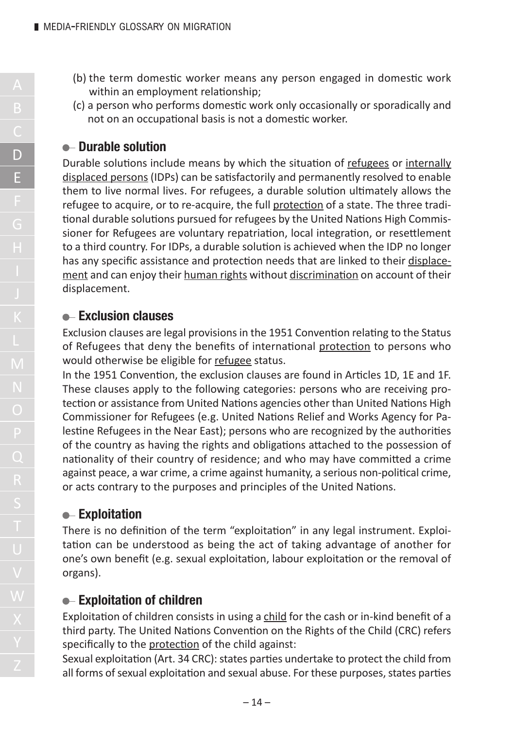(b) the term domestic worker means any person engaged in domestic work within an employment relationship;

(c) a person who performs domestic work only occasionally or sporadically and not on an occupational basis is not a domestic worker.

## Durable solution

Durable solutions include means by which the situation of refugees or internally displaced persons (IDPs) can be satisfactorily and permanently resolved to enable them to live normal lives. For refugees, a durable solution ultimately allows the refugee to acquire, or to re-acquire, the full protection of a state. The three traditional durable solutions pursued for refugees by the United Nations High Commissioner for Refugees are voluntary repatriation, local integration, or resettlement to a third country. For IDPs, a durable solution is achieved when the IDP no longer has any specific assistance and protection needs that are linked to their displacement and can enjoy their human rights without discrimination on account of their displacement.

## Exclusion clauses

Exclusion clauses are legal provisions in the 1951 Convention relating to the Status of Refugees that deny the benefits of international protection to persons who would otherwise be eligible for refugee status.

In the 1951 Convention, the exclusion clauses are found in Articles 1D, 1E and 1F. These clauses apply to the following categories: persons who are receiving protection or assistance from United Nations agencies other than United Nations High Commissioner for Refugees (e.g. United Nations Relief and Works Agency for Palestine Refugees in the Near East); persons who are recognized by the authorities of the country as having the rights and obligations attached to the possession of nationality of their country of residence; and who may have committed a crime against peace, a war crime, a crime against humanity, a serious non-political crime, or acts contrary to the purposes and principles of the United Nations.

## Exploitation

There is no definition of the term "exploitation" in any legal instrument. Exploitation can be understood as being the act of taking advantage of another for one's own benefit (e.g. sexual exploitation, labour exploitation or the removal of organs).

## Exploitation of children

Exploitation of children consists in using a child for the cash or in-kind benefit of a third party. The United Nations Convention on the Rights of the Child (CRC) refers specifically to the protection of the child against:

Sexual exploitation (Art. 34 CRC): states parties undertake to protect the child from all forms of sexual exploitation and sexual abuse. For these purposes, states parties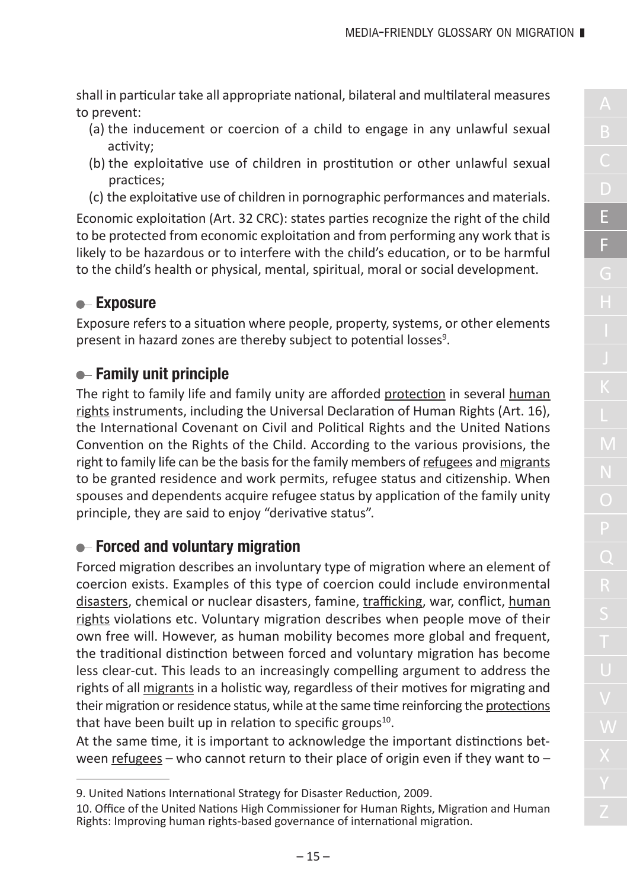shall in particular take all appropriate national, bilateral and multilateral measures to prevent:

(a) the inducement or coercion of a child to engage in any unlawful sexual activity;

(b) the exploitative use of children in prostitution or other unlawful sexual practices;

(c) the exploitative use of children in pornographic performances and materials.

Economic exploitation (Art. 32 CRC): states parties recognize the right of the child to be protected from economic exploitation and from performing any work that is likely to be hazardous or to interfere with the child's education, or to be harmful to the child's health or physical, mental, spiritual, moral or social development.

## Exposure

Exposure refers to a situation where people, property, systems, or other elements present in hazard zones are thereby subject to potential losses[9].

## Family unit principle

The right to family life and family unity are afforded protection in several human rights instruments, including the Universal Declaration of Human Rights (Art. 16), the International Covenant on Civil and Political Rights and the United Nations Convention on the Rights of the Child. According to the various provisions, the right to family life can be the basis for the family members of refugees and migrants to be granted residence and work permits, refugee status and citizenship. When spouses and dependents acquire refugee status by application of the family unity principle, they are said to enjoy "derivative status".

## Forced and voluntary migration

Forced migration describes an involuntary type of migration where an element of coercion exists. Examples of this type of coercion could include environmental disasters, chemical or nuclear disasters, famine, trafficking, war, conflict, human rights violations etc. Voluntary migration describes when people move of their own free will. However, as human mobility becomes more global and frequent, the traditional distinction between forced and voluntary migration has become less clear-cut. This leads to an increasingly compelling argument to address the rights of all migrants in a holistic way, regardless of their motives for migrating and their migration or residence status, while at the same time reinforcing the protections that have been built up in relation to specific groups[10].

At the same time, it is important to acknowledge the important distinctions between refugees – who cannot return to their place of origin even if they want to –

---

9. United Nations International Strategy for Disaster Reduction, 2009.

10. Office of the United Nations High Commissioner for Human Rights, Migration and Human Rights: Improving human rights-based governance of international migration.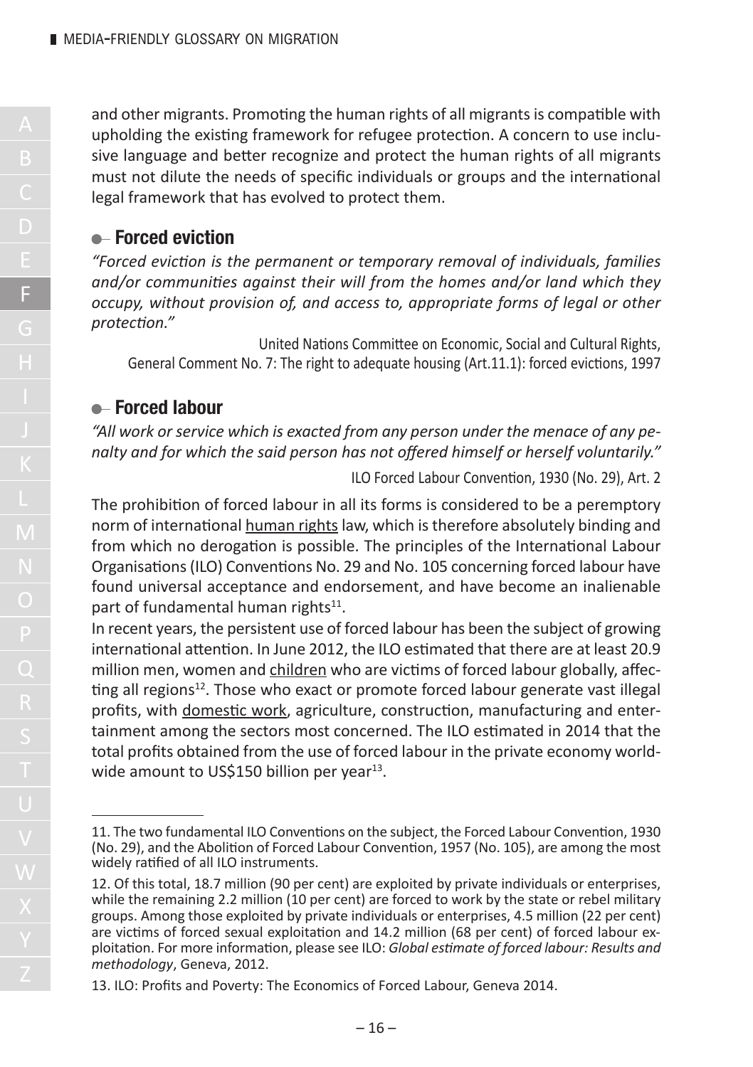and other migrants. Promoting the human rights of all migrants is compatible with upholding the existing framework for refugee protection. A concern to use inclusive language and better recognize and protect the human rights of all migrants must not dilute the needs of specific individuals or groups and the international legal framework that has evolved to protect them.

## Forced eviction

*"Forced eviction is the permanent or temporary removal of individuals, families and/or communities against their will from the homes and/or land which they occupy, without provision of, and access to, appropriate forms of legal or other protection."*

United Nations Committee on Economic, Social and Cultural Rights, General Comment No. 7: The right to adequate housing (Art.11.1): forced evictions, 1997

## Forced labour

*"All work or service which is exacted from any person under the menace of any penalty and for which the said person has not offered himself or herself voluntarily."*

ILO Forced Labour Convention, 1930 (No. 29), Art. 2

The prohibition of forced labour in all its forms is considered to be a peremptory norm of international human rights law, which is therefore absolutely binding and from which no derogation is possible. The principles of the International Labour Organisations (ILO) Conventions No. 29 and No. 105 concerning forced labour have found universal acceptance and endorsement, and have become an inalienable part of fundamental human rights[11].

In recent years, the persistent use of forced labour has been the subject of growing international attention. In June 2012, the ILO estimated that there are at least 20.9 million men, women and children who are victims of forced labour globally, affecting all regions[12]. Those who exact or promote forced labour generate vast illegal profits, with domestic work, agriculture, construction, manufacturing and entertainment among the sectors most concerned. The ILO estimated in 2014 that the total profits obtained from the use of forced labour in the private economy worldwide amount to US$150 billion per year[13].

---

11. The two fundamental ILO Conventions on the subject, the Forced Labour Convention, 1930 (No. 29), and the Abolition of Forced Labour Convention, 1957 (No. 105), are among the most widely ratified of all ILO instruments.

12. Of this total, 18.7 million (90 per cent) are exploited by private individuals or enterprises, while the remaining 2.2 million (10 per cent) are forced to work by the state or rebel military groups. Among those exploited by private individuals or enterprises, 4.5 million (22 per cent) are victims of forced sexual exploitation and 14.2 million (68 per cent) of forced labour exploitation. For more information, please see ILO: *Global estimate of forced labour: Results and methodology*, Geneva, 2012.

13. ILO: Profits and Poverty: The Economics of Forced Labour, Geneva 2014.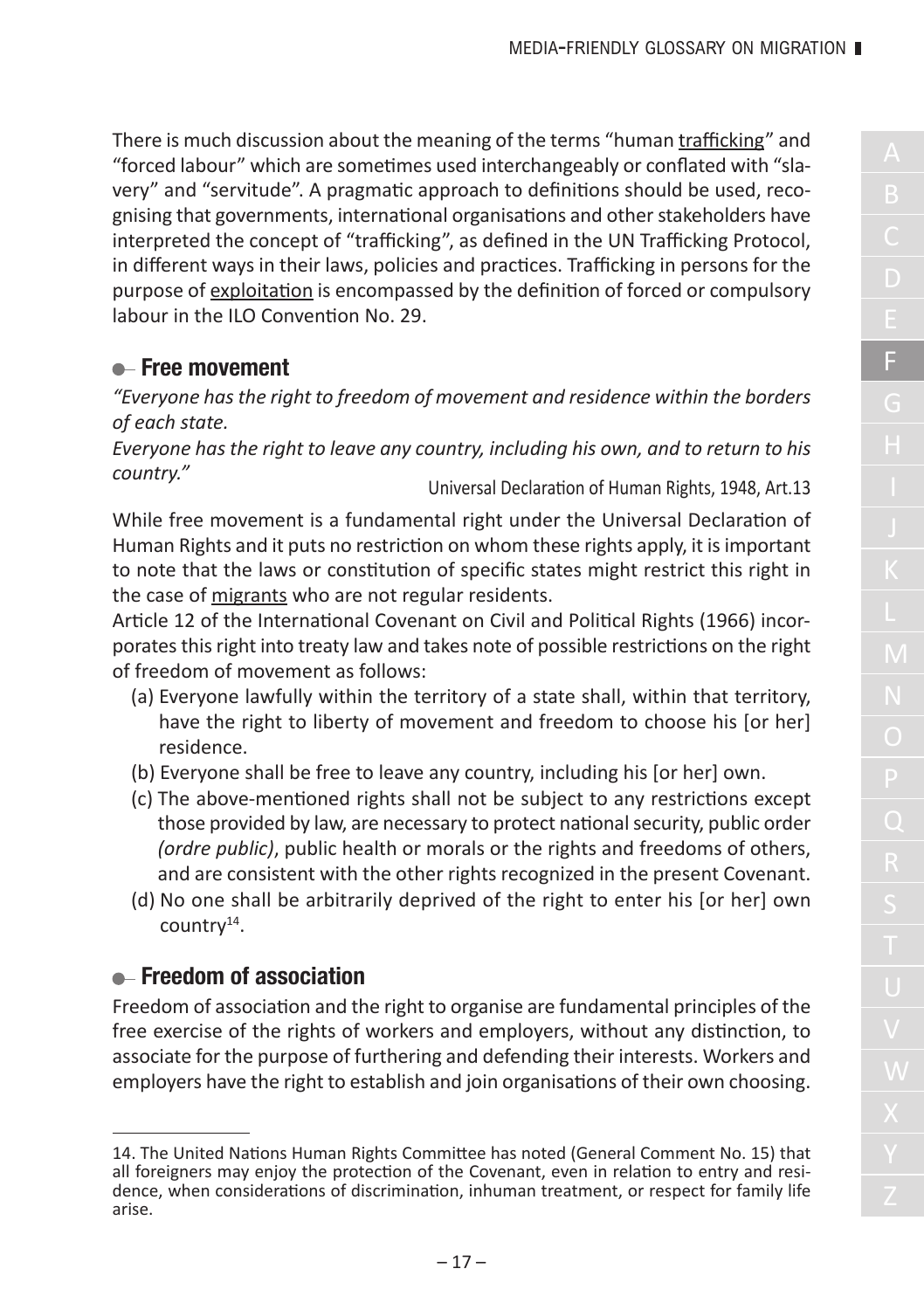There is much discussion about the meaning of the terms "human trafficking" and "forced labour" which are sometimes used interchangeably or conflated with "slavery" and "servitude". A pragmatic approach to definitions should be used, recognising that governments, international organisations and other stakeholders have interpreted the concept of "trafficking", as defined in the UN Trafficking Protocol, in different ways in their laws, policies and practices. Trafficking in persons for the purpose of exploitation is encompassed by the definition of forced or compulsory labour in the ILO Convention No. 29.

## Free movement

*"Everyone has the right to freedom of movement and residence within the borders of each state.*
*Everyone has the right to leave any country, including his own, and to return to his country."*

Universal Declaration of Human Rights, 1948, Art.13

While free movement is a fundamental right under the Universal Declaration of Human Rights and it puts no restriction on whom these rights apply, it is important to note that the laws or constitution of specific states might restrict this right in the case of migrants who are not regular residents.

Article 12 of the International Covenant on Civil and Political Rights (1966) incorporates this right into treaty law and takes note of possible restrictions on the right of freedom of movement as follows:

(a) Everyone lawfully within the territory of a state shall, within that territory, have the right to liberty of movement and freedom to choose his [or her] residence.
(b) Everyone shall be free to leave any country, including his [or her] own.
(c) The above-mentioned rights shall not be subject to any restrictions except those provided by law, are necessary to protect national security, public order *(ordre public)*, public health or morals or the rights and freedoms of others, and are consistent with the other rights recognized in the present Covenant.
(d) No one shall be arbitrarily deprived of the right to enter his [or her] own country[14].

## Freedom of association

Freedom of association and the right to organise are fundamental principles of the free exercise of the rights of workers and employers, without any distinction, to associate for the purpose of furthering and defending their interests. Workers and employers have the right to establish and join organisations of their own choosing.

14. The United Nations Human Rights Committee has noted (General Comment No. 15) that all foreigners may enjoy the protection of the Covenant, even in relation to entry and residence, when considerations of discrimination, inhuman treatment, or respect for family life arise.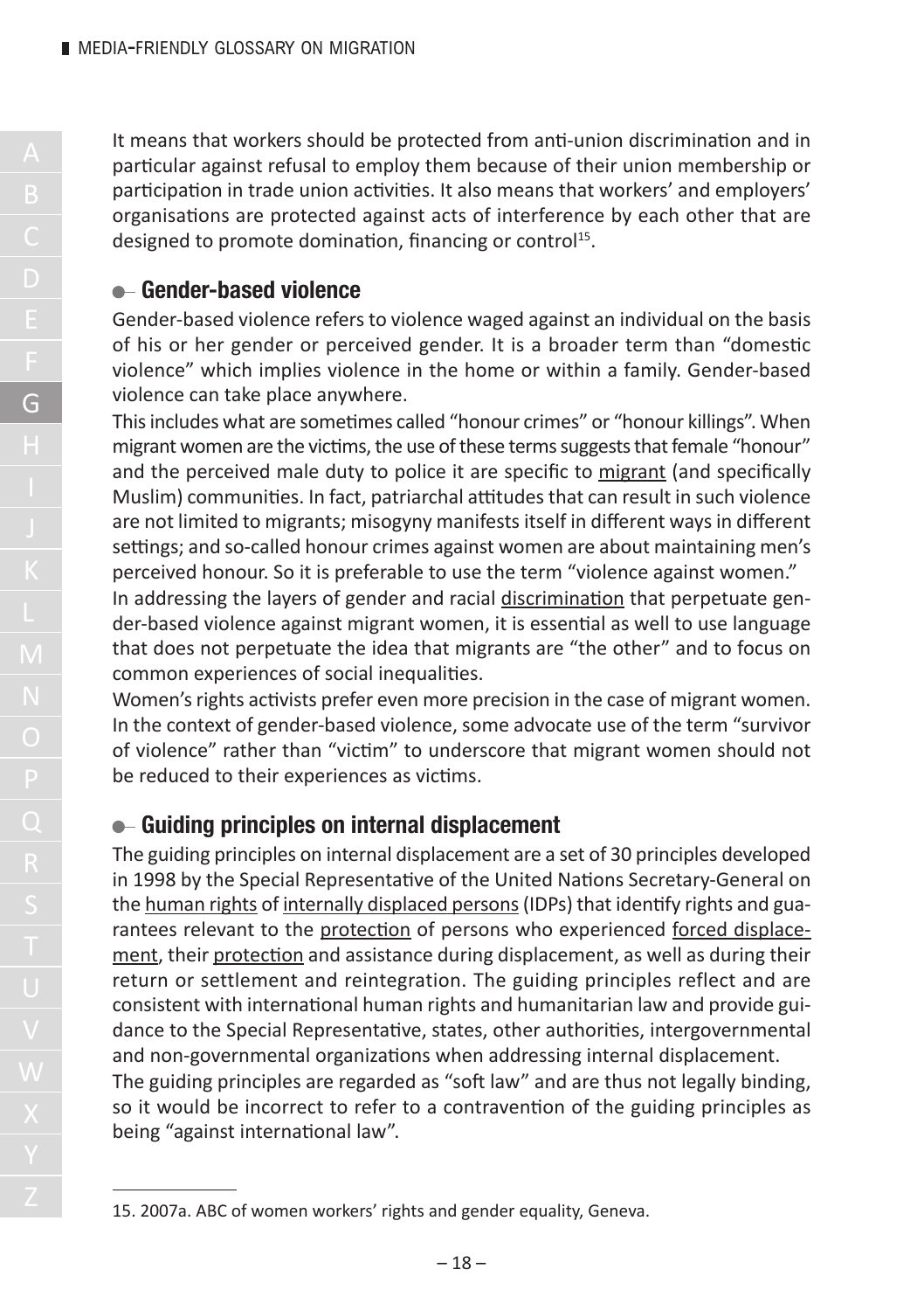It means that workers should be protected from anti-union discrimination and in particular against refusal to employ them because of their union membership or participation in trade union activities. It also means that workers' and employers' organisations are protected against acts of interference by each other that are designed to promote domination, financing or control[15].

## Gender-based violence

Gender-based violence refers to violence waged against an individual on the basis of his or her gender or perceived gender. It is a broader term than "domestic violence" which implies violence in the home or within a family. Gender-based violence can take place anywhere.

This includes what are sometimes called "honour crimes" or "honour killings". When migrant women are the victims, the use of these terms suggests that female "honour" and the perceived male duty to police it are specific to migrant (and specifically Muslim) communities. In fact, patriarchal attitudes that can result in such violence are not limited to migrants; misogyny manifests itself in different ways in different settings; and so-called honour crimes against women are about maintaining men's perceived honour. So it is preferable to use the term "violence against women."

In addressing the layers of gender and racial discrimination that perpetuate gender-based violence against migrant women, it is essential as well to use language that does not perpetuate the idea that migrants are "the other" and to focus on common experiences of social inequalities.

Women's rights activists prefer even more precision in the case of migrant women. In the context of gender-based violence, some advocate use of the term "survivor of violence" rather than "victim" to underscore that migrant women should not be reduced to their experiences as victims.

## Guiding principles on internal displacement

The guiding principles on internal displacement are a set of 30 principles developed in 1998 by the Special Representative of the United Nations Secretary-General on the human rights of internally displaced persons (IDPs) that identify rights and guarantees relevant to the protection of persons who experienced forced displacement, their protection and assistance during displacement, as well as during their return or settlement and reintegration. The guiding principles reflect and are consistent with international human rights and humanitarian law and provide guidance to the Special Representative, states, other authorities, intergovernmental and non-governmental organizations when addressing internal displacement.

The guiding principles are regarded as "soft law" and are thus not legally binding, so it would be incorrect to refer to a contravention of the guiding principles as being "against international law".

---

15. 2007a. ABC of women workers' rights and gender equality, Geneva.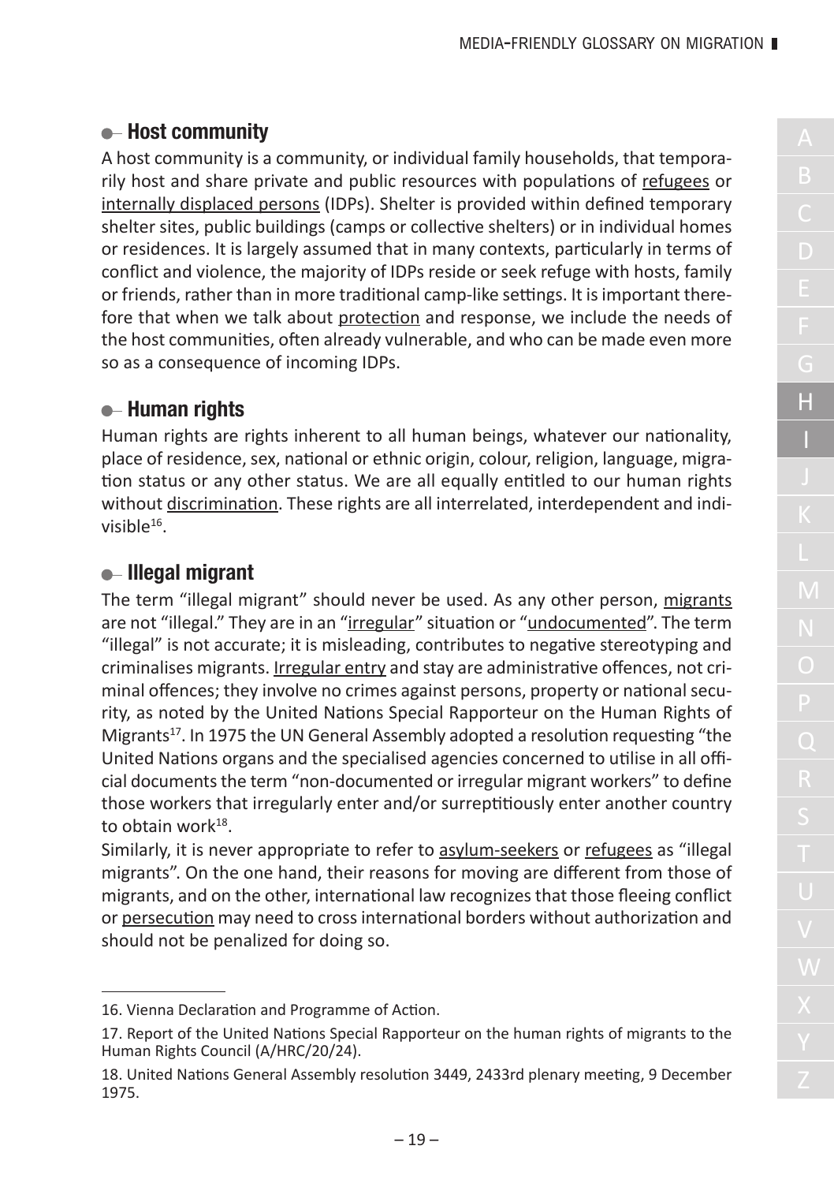## Host community

A host community is a community, or individual family households, that temporarily host and share private and public resources with populations of refugees or internally displaced persons (IDPs). Shelter is provided within defined temporary shelter sites, public buildings (camps or collective shelters) or in individual homes or residences. It is largely assumed that in many contexts, particularly in terms of conflict and violence, the majority of IDPs reside or seek refuge with hosts, family or friends, rather than in more traditional camp-like settings. It is important therefore that when we talk about protection and response, we include the needs of the host communities, often already vulnerable, and who can be made even more so as a consequence of incoming IDPs.

## Human rights

Human rights are rights inherent to all human beings, whatever our nationality, place of residence, sex, national or ethnic origin, colour, religion, language, migration status or any other status. We are all equally entitled to our human rights without discrimination. These rights are all interrelated, interdependent and indivisible[16].

## Illegal migrant

The term "illegal migrant" should never be used. As any other person, migrants are not "illegal." They are in an "irregular" situation or "undocumented". The term "illegal" is not accurate; it is misleading, contributes to negative stereotyping and criminalises migrants. Irregular entry and stay are administrative offences, not criminal offences; they involve no crimes against persons, property or national security, as noted by the United Nations Special Rapporteur on the Human Rights of Migrants[17]. In 1975 the UN General Assembly adopted a resolution requesting "the United Nations organs and the specialised agencies concerned to utilise in all official documents the term "non-documented or irregular migrant workers" to define those workers that irregularly enter and/or surreptitiously enter another country to obtain work[18].

Similarly, it is never appropriate to refer to asylum-seekers or refugees as "illegal migrants". On the one hand, their reasons for moving are different from those of migrants, and on the other, international law recognizes that those fleeing conflict or persecution may need to cross international borders without authorization and should not be penalized for doing so.

---

16. Vienna Declaration and Programme of Action.

17. Report of the United Nations Special Rapporteur on the human rights of migrants to the Human Rights Council (A/HRC/20/24).

18. United Nations General Assembly resolution 3449, 2433rd plenary meeting, 9 December 1975.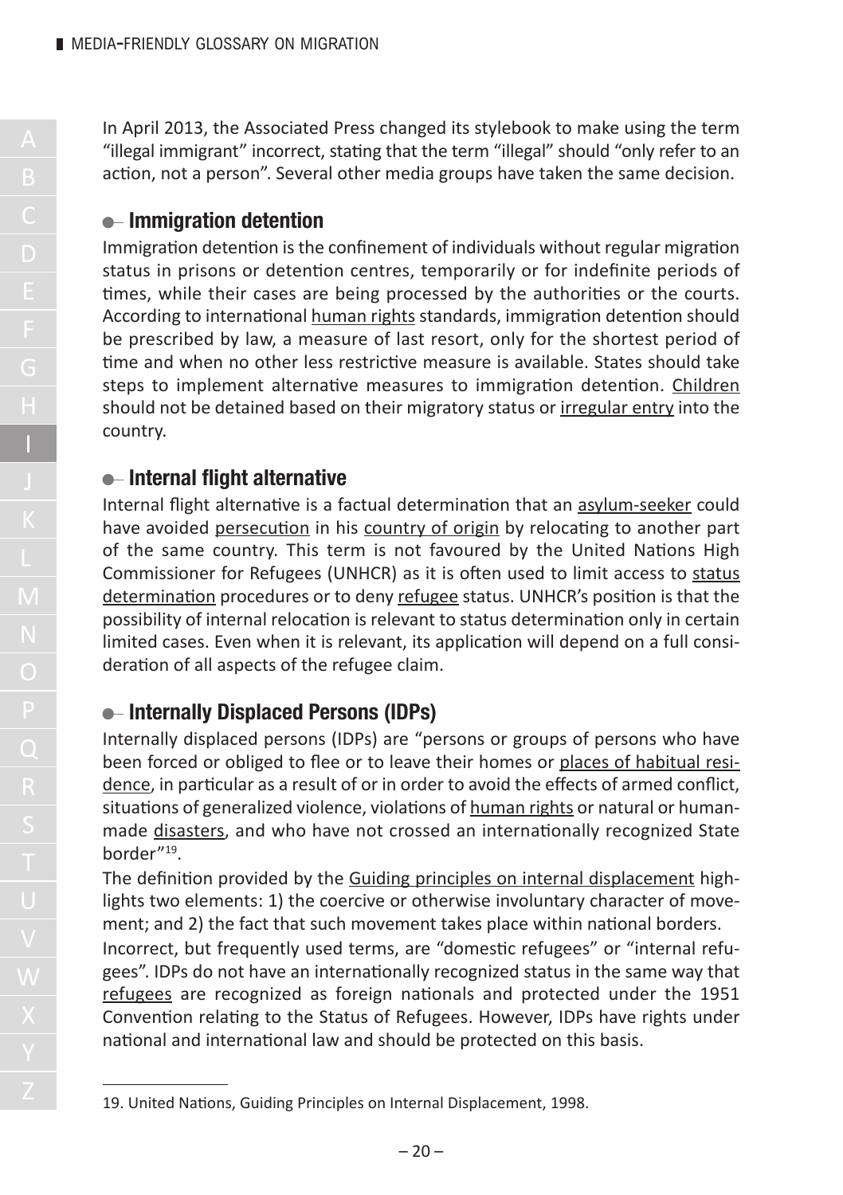In April 2013, the Associated Press changed its stylebook to make using the term "illegal immigrant" incorrect, stating that the term "illegal" should "only refer to an action, not a person". Several other media groups have taken the same decision.

## Immigration detention

Immigration detention is the confinement of individuals without regular migration status in prisons or detention centres, temporarily or for indefinite periods of times, while their cases are being processed by the authorities or the courts. According to international human rights standards, immigration detention should be prescribed by law, a measure of last resort, only for the shortest period of time and when no other less restrictive measure is available. States should take steps to implement alternative measures to immigration detention. Children should not be detained based on their migratory status or irregular entry into the country.

## Internal flight alternative

Internal flight alternative is a factual determination that an asylum-seeker could have avoided persecution in his country of origin by relocating to another part of the same country. This term is not favoured by the United Nations High Commissioner for Refugees (UNHCR) as it is often used to limit access to status determination procedures or to deny refugee status. UNHCR's position is that the possibility of internal relocation is relevant to status determination only in certain limited cases. Even when it is relevant, its application will depend on a full consideration of all aspects of the refugee claim.

## Internally Displaced Persons (IDPs)

Internally displaced persons (IDPs) are "persons or groups of persons who have been forced or obliged to flee or to leave their homes or places of habitual residence, in particular as a result of or in order to avoid the effects of armed conflict, situations of generalized violence, violations of human rights or natural or human-made disasters, and who have not crossed an internationally recognized State border"[19].

The definition provided by the Guiding principles on internal displacement highlights two elements: 1) the coercive or otherwise involuntary character of movement; and 2) the fact that such movement takes place within national borders.

Incorrect, but frequently used terms, are "domestic refugees" or "internal refugees". IDPs do not have an internationally recognized status in the same way that refugees are recognized as foreign nationals and protected under the 1951 Convention relating to the Status of Refugees. However, IDPs have rights under national and international law and should be protected on this basis.

19. United Nations, Guiding Principles on Internal Displacement, 1998.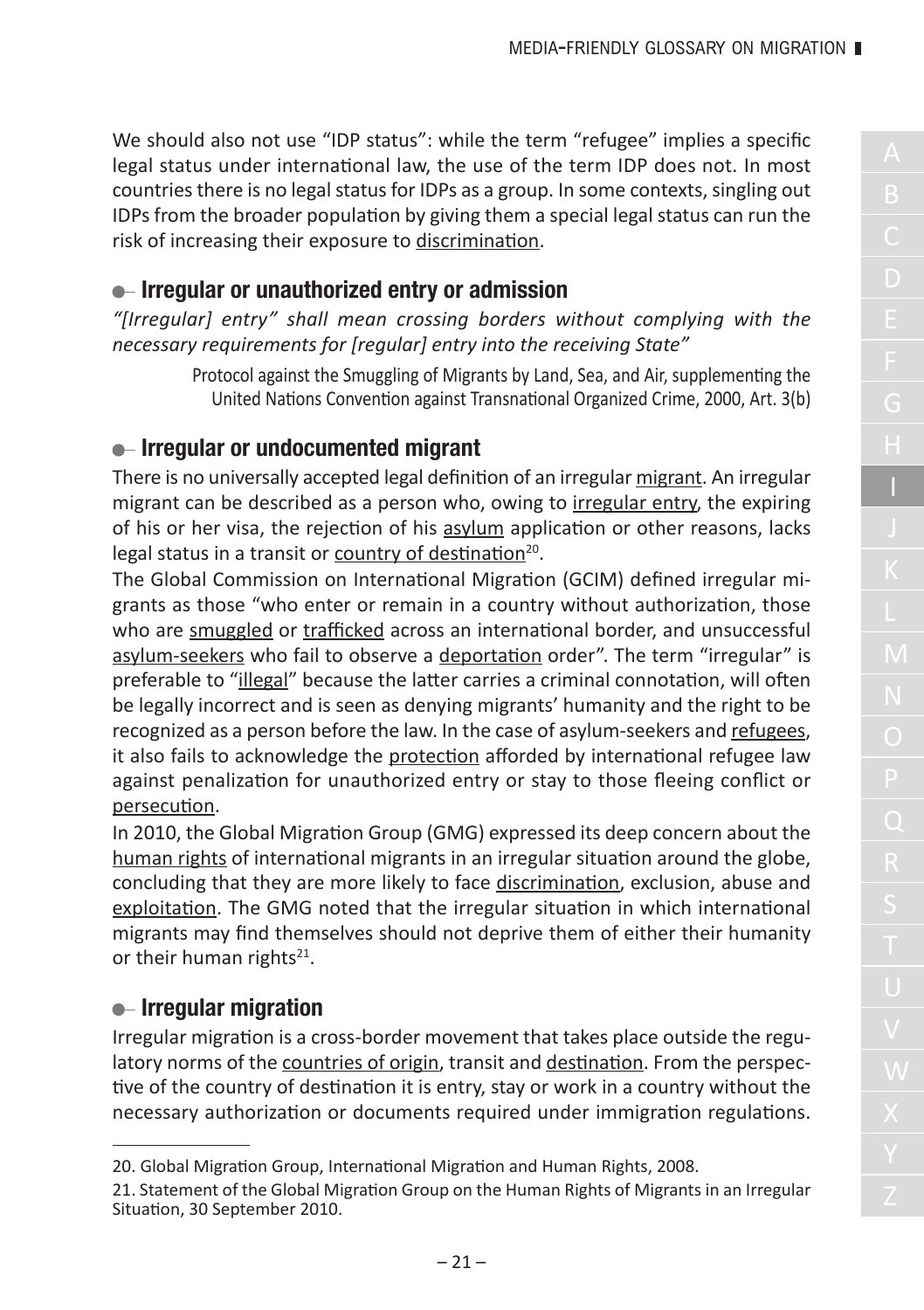We should also not use "IDP status": while the term "refugee" implies a specific legal status under international law, the use of the term IDP does not. In most countries there is no legal status for IDPs as a group. In some contexts, singling out IDPs from the broader population by giving them a special legal status can run the risk of increasing their exposure to discrimination.

## Irregular or unauthorized entry or admission

*"[Irregular] entry" shall mean crossing borders without complying with the necessary requirements for [regular] entry into the receiving State"*

Protocol against the Smuggling of Migrants by Land, Sea, and Air, supplementing the United Nations Convention against Transnational Organized Crime, 2000, Art. 3(b)

## Irregular or undocumented migrant

There is no universally accepted legal definition of an irregular migrant. An irregular migrant can be described as a person who, owing to irregular entry, the expiring of his or her visa, the rejection of his asylum application or other reasons, lacks legal status in a transit or country of destination[20].

The Global Commission on International Migration (GCIM) defined irregular migrants as those "who enter or remain in a country without authorization, those who are smuggled or trafficked across an international border, and unsuccessful asylum-seekers who fail to observe a deportation order". The term "irregular" is preferable to "illegal" because the latter carries a criminal connotation, will often be legally incorrect and is seen as denying migrants' humanity and the right to be recognized as a person before the law. In the case of asylum-seekers and refugees, it also fails to acknowledge the protection afforded by international refugee law against penalization for unauthorized entry or stay to those fleeing conflict or persecution.

In 2010, the Global Migration Group (GMG) expressed its deep concern about the human rights of international migrants in an irregular situation around the globe, concluding that they are more likely to face discrimination, exclusion, abuse and exploitation. The GMG noted that the irregular situation in which international migrants may find themselves should not deprive them of either their humanity or their human rights[21].

## Irregular migration

Irregular migration is a cross-border movement that takes place outside the regulatory norms of the countries of origin, transit and destination. From the perspective of the country of destination it is entry, stay or work in a country without the necessary authorization or documents required under immigration regulations.

---

20. Global Migration Group, International Migration and Human Rights, 2008.

21. Statement of the Global Migration Group on the Human Rights of Migrants in an Irregular Situation, 30 September 2010.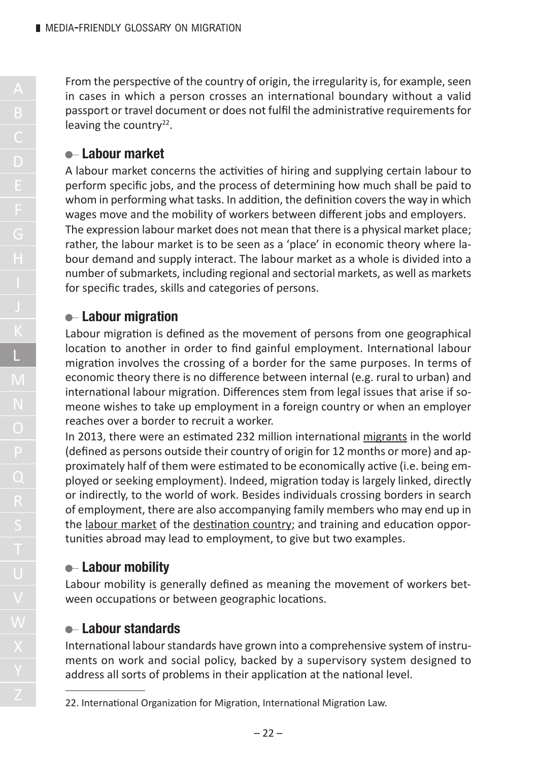From the perspective of the country of origin, the irregularity is, for example, seen in cases in which a person crosses an international boundary without a valid passport or travel document or does not fulfil the administrative requirements for leaving the country[22].

## Labour market

A labour market concerns the activities of hiring and supplying certain labour to perform specific jobs, and the process of determining how much shall be paid to whom in performing what tasks. In addition, the definition covers the way in which wages move and the mobility of workers between different jobs and employers.

The expression labour market does not mean that there is a physical market place; rather, the labour market is to be seen as a 'place' in economic theory where labour demand and supply interact. The labour market as a whole is divided into a number of submarkets, including regional and sectorial markets, as well as markets for specific trades, skills and categories of persons.

## Labour migration

Labour migration is defined as the movement of persons from one geographical location to another in order to find gainful employment. International labour migration involves the crossing of a border for the same purposes. In terms of economic theory there is no difference between internal (e.g. rural to urban) and international labour migration. Differences stem from legal issues that arise if someone wishes to take up employment in a foreign country or when an employer reaches over a border to recruit a worker.

In 2013, there were an estimated 232 million international migrants in the world (defined as persons outside their country of origin for 12 months or more) and approximately half of them were estimated to be economically active (i.e. being employed or seeking employment). Indeed, migration today is largely linked, directly or indirectly, to the world of work. Besides individuals crossing borders in search of employment, there are also accompanying family members who may end up in the labour market of the destination country; and training and education opportunities abroad may lead to employment, to give but two examples.

## Labour mobility

Labour mobility is generally defined as meaning the movement of workers between occupations or between geographic locations.

## Labour standards

International labour standards have grown into a comprehensive system of instruments on work and social policy, backed by a supervisory system designed to address all sorts of problems in their application at the national level.

---

22. International Organization for Migration, International Migration Law.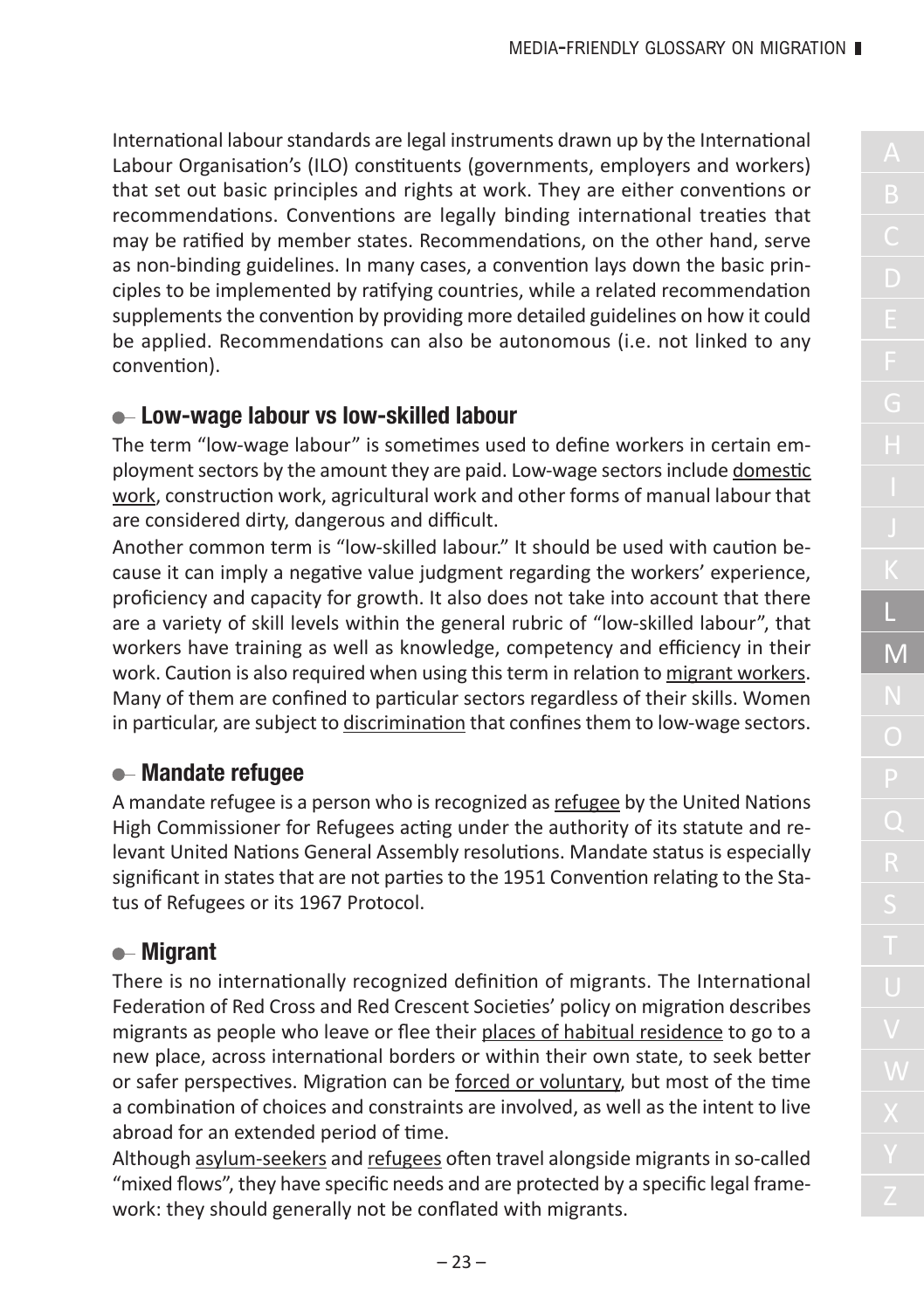International labour standards are legal instruments drawn up by the International Labour Organisation's (ILO) constituents (governments, employers and workers) that set out basic principles and rights at work. They are either conventions or recommendations. Conventions are legally binding international treaties that may be ratified by member states. Recommendations, on the other hand, serve as non-binding guidelines. In many cases, a convention lays down the basic principles to be implemented by ratifying countries, while a related recommendation supplements the convention by providing more detailed guidelines on how it could be applied. Recommendations can also be autonomous (i.e. not linked to any convention).

## Low-wage labour vs low-skilled labour

The term "low-wage labour" is sometimes used to define workers in certain employment sectors by the amount they are paid. Low-wage sectors include domestic work, construction work, agricultural work and other forms of manual labour that are considered dirty, dangerous and difficult.

Another common term is "low-skilled labour." It should be used with caution because it can imply a negative value judgment regarding the workers' experience, proficiency and capacity for growth. It also does not take into account that there are a variety of skill levels within the general rubric of "low-skilled labour", that workers have training as well as knowledge, competency and efficiency in their work. Caution is also required when using this term in relation to migrant workers. Many of them are confined to particular sectors regardless of their skills. Women in particular, are subject to discrimination that confines them to low-wage sectors.

## Mandate refugee

A mandate refugee is a person who is recognized as refugee by the United Nations High Commissioner for Refugees acting under the authority of its statute and relevant United Nations General Assembly resolutions. Mandate status is especially significant in states that are not parties to the 1951 Convention relating to the Status of Refugees or its 1967 Protocol.

## Migrant

There is no internationally recognized definition of migrants. The International Federation of Red Cross and Red Crescent Societies' policy on migration describes migrants as people who leave or flee their places of habitual residence to go to a new place, across international borders or within their own state, to seek better or safer perspectives. Migration can be forced or voluntary, but most of the time a combination of choices and constraints are involved, as well as the intent to live abroad for an extended period of time.

Although asylum-seekers and refugees often travel alongside migrants in so-called "mixed flows", they have specific needs and are protected by a specific legal framework: they should generally not be conflated with migrants.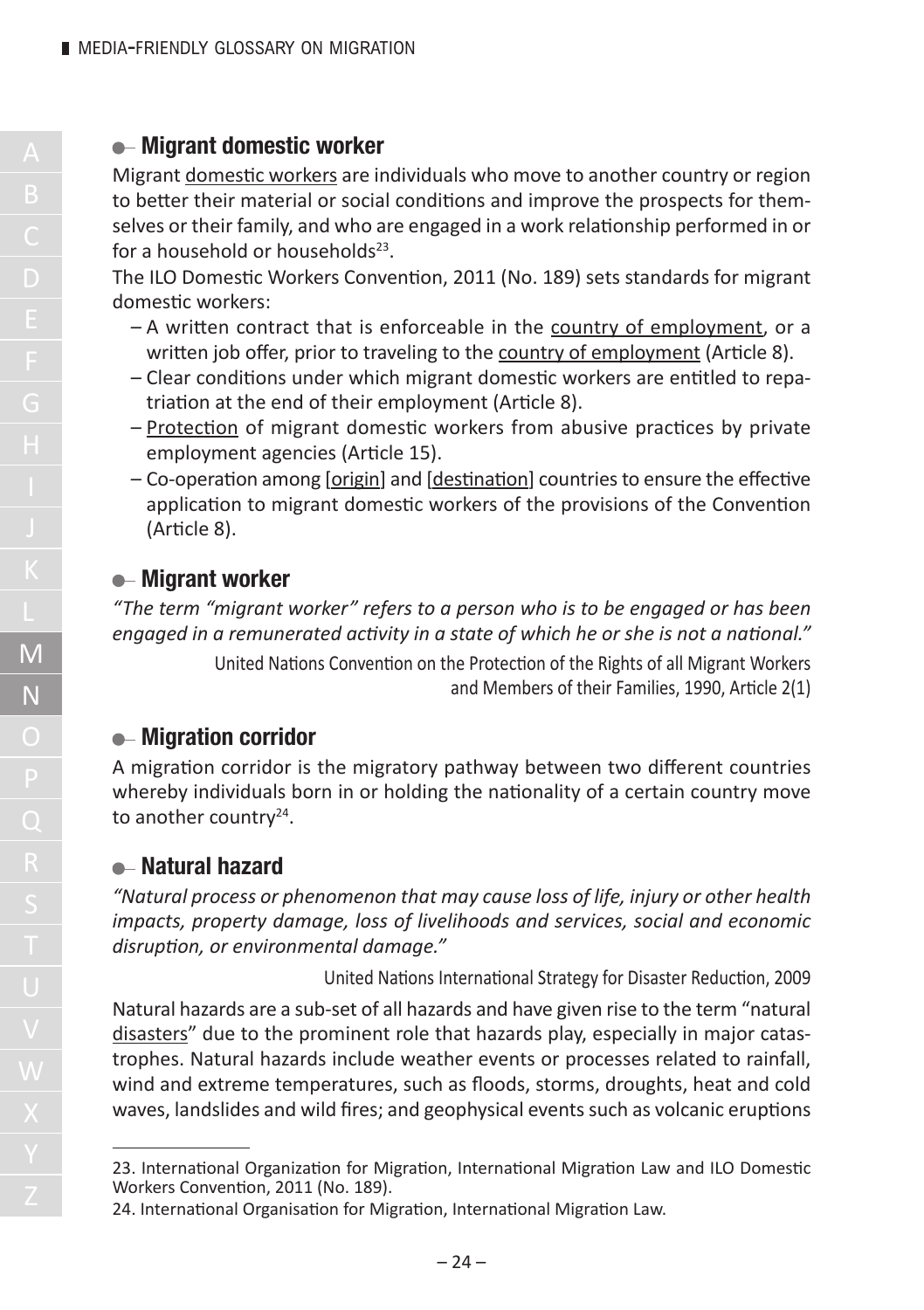## Migrant domestic worker

Migrant domestic workers are individuals who move to another country or region to better their material or social conditions and improve the prospects for themselves or their family, and who are engaged in a work relationship performed in or for a household or households[23].

The ILO Domestic Workers Convention, 2011 (No. 189) sets standards for migrant domestic workers:

- A written contract that is enforceable in the country of employment, or a written job offer, prior to traveling to the country of employment (Article 8).
- Clear conditions under which migrant domestic workers are entitled to repatriation at the end of their employment (Article 8).
- Protection of migrant domestic workers from abusive practices by private employment agencies (Article 15).
- Co-operation among [origin] and [destination] countries to ensure the effective application to migrant domestic workers of the provisions of the Convention (Article 8).

## Migrant worker

*"The term "migrant worker" refers to a person who is to be engaged or has been engaged in a remunerated activity in a state of which he or she is not a national."*

United Nations Convention on the Protection of the Rights of all Migrant Workers and Members of their Families, 1990, Article 2(1)

## Migration corridor

A migration corridor is the migratory pathway between two different countries whereby individuals born in or holding the nationality of a certain country move to another country[24].

## Natural hazard

*"Natural process or phenomenon that may cause loss of life, injury or other health impacts, property damage, loss of livelihoods and services, social and economic disruption, or environmental damage."*

United Nations International Strategy for Disaster Reduction, 2009

Natural hazards are a sub-set of all hazards and have given rise to the term "natural disasters" due to the prominent role that hazards play, especially in major catastrophes. Natural hazards include weather events or processes related to rainfall, wind and extreme temperatures, such as floods, storms, droughts, heat and cold waves, landslides and wild fires; and geophysical events such as volcanic eruptions

---

23. International Organization for Migration, International Migration Law and ILO Domestic Workers Convention, 2011 (No. 189).

24. International Organisation for Migration, International Migration Law.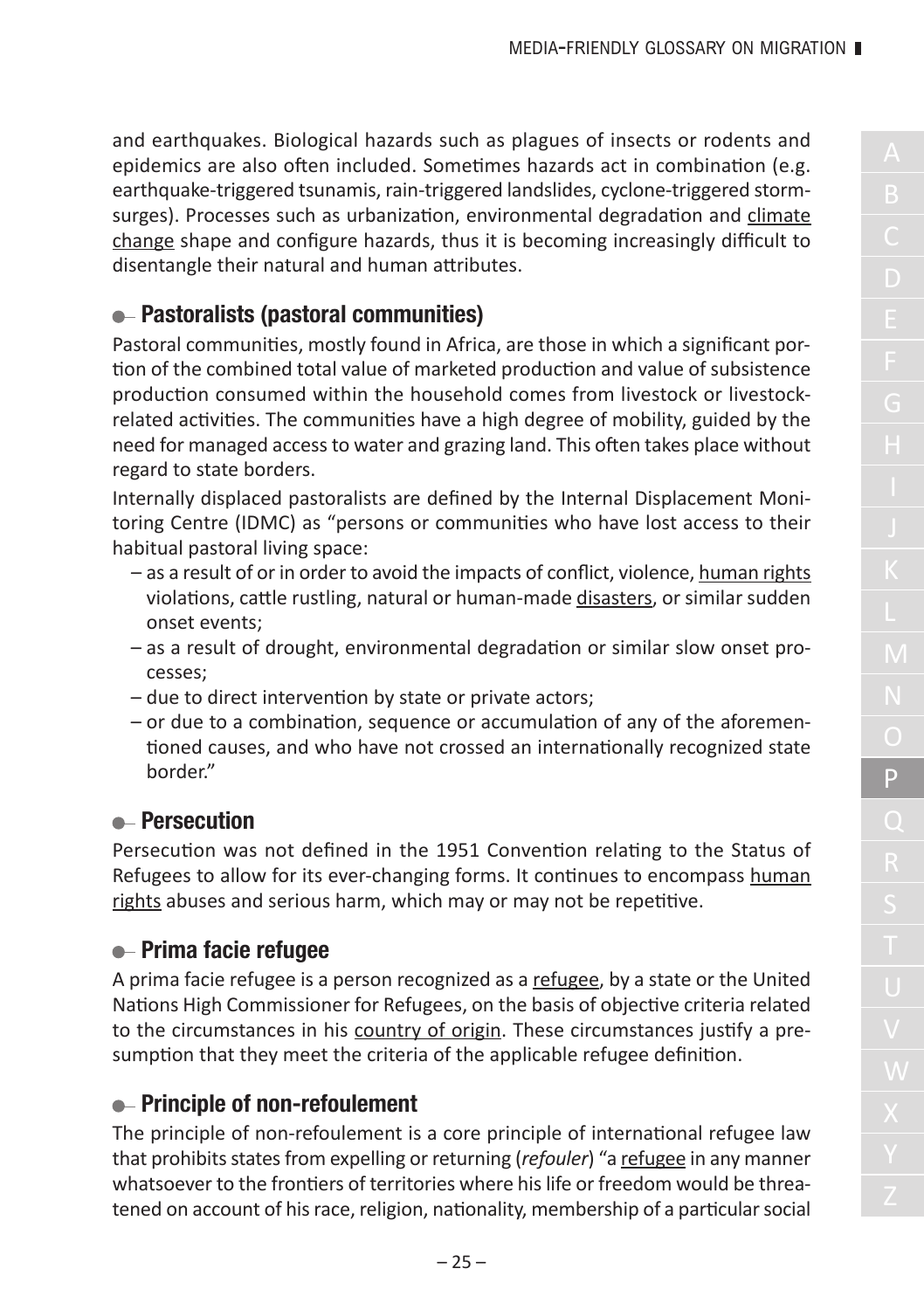and earthquakes. Biological hazards such as plagues of insects or rodents and epidemics are also often included. Sometimes hazards act in combination (e.g. earthquake-triggered tsunamis, rain-triggered landslides, cyclone-triggered storm-surges). Processes such as urbanization, environmental degradation and climate change shape and configure hazards, thus it is becoming increasingly difficult to disentangle their natural and human attributes.

## Pastoralists (pastoral communities)

Pastoral communities, mostly found in Africa, are those in which a significant portion of the combined total value of marketed production and value of subsistence production consumed within the household comes from livestock or livestock-related activities. The communities have a high degree of mobility, guided by the need for managed access to water and grazing land. This often takes place without regard to state borders.

Internally displaced pastoralists are defined by the Internal Displacement Monitoring Centre (IDMC) as "persons or communities who have lost access to their habitual pastoral living space:

- as a result of or in order to avoid the impacts of conflict, violence, human rights violations, cattle rustling, natural or human-made disasters, or similar sudden onset events;
- as a result of drought, environmental degradation or similar slow onset processes;
- due to direct intervention by state or private actors;
- or due to a combination, sequence or accumulation of any of the aforementioned causes, and who have not crossed an internationally recognized state border."

## Persecution

Persecution was not defined in the 1951 Convention relating to the Status of Refugees to allow for its ever-changing forms. It continues to encompass human rights abuses and serious harm, which may or may not be repetitive.

## Prima facie refugee

A prima facie refugee is a person recognized as a refugee, by a state or the United Nations High Commissioner for Refugees, on the basis of objective criteria related to the circumstances in his country of origin. These circumstances justify a presumption that they meet the criteria of the applicable refugee definition.

## Principle of non-refoulement

The principle of non-refoulement is a core principle of international refugee law that prohibits states from expelling or returning (*refouler*) "a refugee in any manner whatsoever to the frontiers of territories where his life or freedom would be threatened on account of his race, religion, nationality, membership of a particular social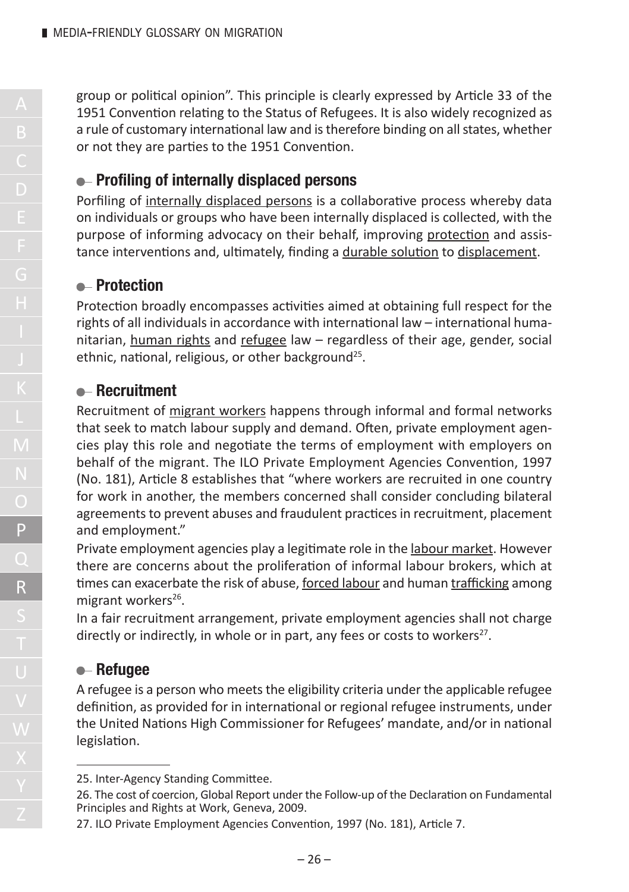group or political opinion". This principle is clearly expressed by Article 33 of the 1951 Convention relating to the Status of Refugees. It is also widely recognized as a rule of customary international law and is therefore binding on all states, whether or not they are parties to the 1951 Convention.

## Profiling of internally displaced persons

Porfiling of internally displaced persons is a collaborative process whereby data on individuals or groups who have been internally displaced is collected, with the purpose of informing advocacy on their behalf, improving protection and assistance interventions and, ultimately, finding a durable solution to displacement.

## Protection

Protection broadly encompasses activities aimed at obtaining full respect for the rights of all individuals in accordance with international law – international humanitarian, human rights and refugee law – regardless of their age, gender, social ethnic, national, religious, or other background[25].

## Recruitment

Recruitment of migrant workers happens through informal and formal networks that seek to match labour supply and demand. Often, private employment agencies play this role and negotiate the terms of employment with employers on behalf of the migrant. The ILO Private Employment Agencies Convention, 1997 (No. 181), Article 8 establishes that "where workers are recruited in one country for work in another, the members concerned shall consider concluding bilateral agreements to prevent abuses and fraudulent practices in recruitment, placement and employment."

Private employment agencies play a legitimate role in the labour market. However there are concerns about the proliferation of informal labour brokers, which at times can exacerbate the risk of abuse, forced labour and human trafficking among migrant workers[26].

In a fair recruitment arrangement, private employment agencies shall not charge directly or indirectly, in whole or in part, any fees or costs to workers[27].

## Refugee

A refugee is a person who meets the eligibility criteria under the applicable refugee definition, as provided for in international or regional refugee instruments, under the United Nations High Commissioner for Refugees' mandate, and/or in national legislation.

---

25. Inter-Agency Standing Committee.
26. The cost of coercion, Global Report under the Follow-up of the Declaration on Fundamental Principles and Rights at Work, Geneva, 2009.
27. ILO Private Employment Agencies Convention, 1997 (No. 181), Article 7.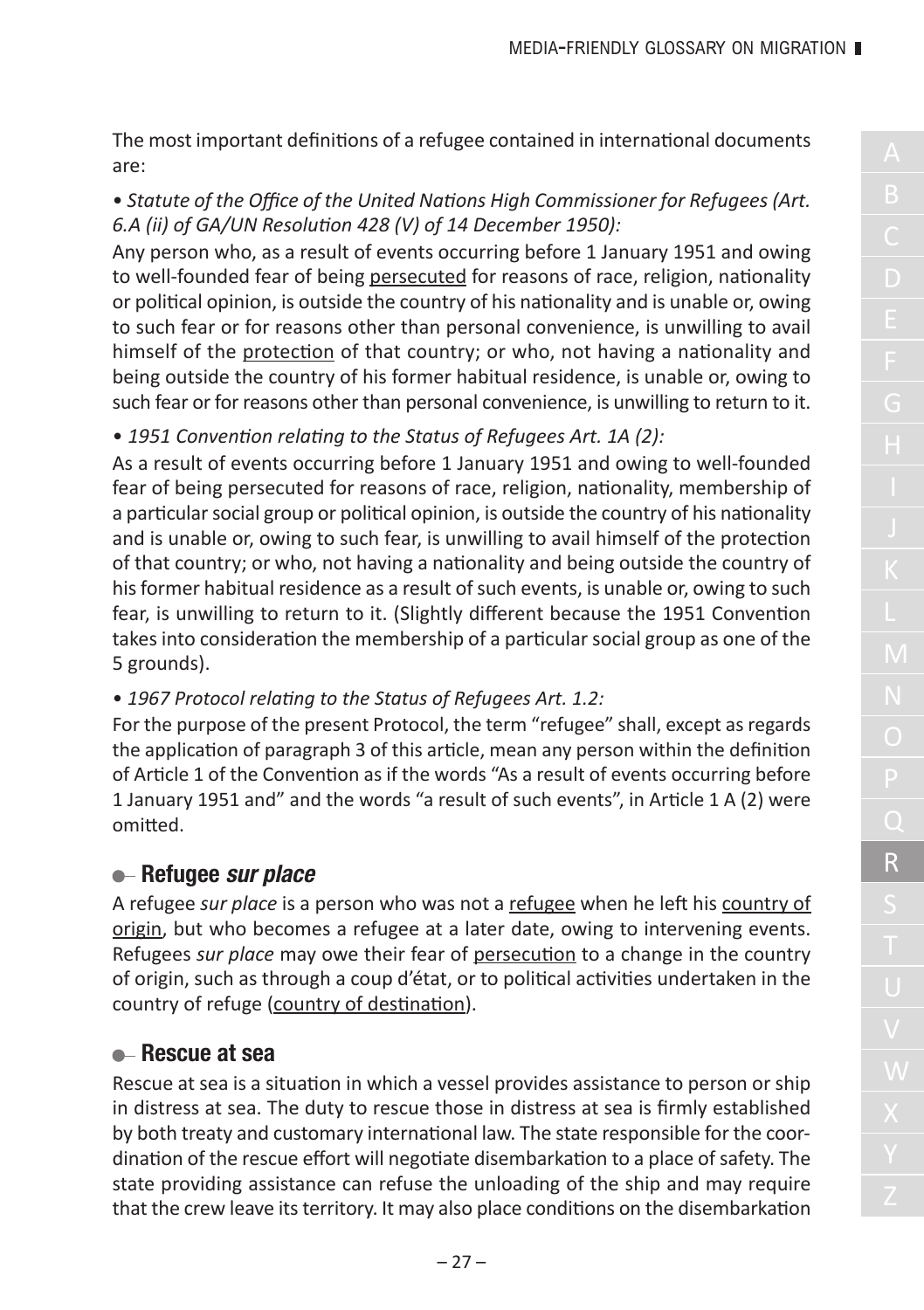The most important definitions of a refugee contained in international documents are:

• *Statute of the Office of the United Nations High Commissioner for Refugees (Art. 6.A (ii) of GA/UN Resolution 428 (V) of 14 December 1950):*

Any person who, as a result of events occurring before 1 January 1951 and owing to well-founded fear of being persecuted for reasons of race, religion, nationality or political opinion, is outside the country of his nationality and is unable or, owing to such fear or for reasons other than personal convenience, is unwilling to avail himself of the protection of that country; or who, not having a nationality and being outside the country of his former habitual residence, is unable or, owing to such fear or for reasons other than personal convenience, is unwilling to return to it.

• *1951 Convention relating to the Status of Refugees Art. 1A (2):*

As a result of events occurring before 1 January 1951 and owing to well-founded fear of being persecuted for reasons of race, religion, nationality, membership of a particular social group or political opinion, is outside the country of his nationality and is unable or, owing to such fear, is unwilling to avail himself of the protection of that country; or who, not having a nationality and being outside the country of his former habitual residence as a result of such events, is unable or, owing to such fear, is unwilling to return to it. (Slightly different because the 1951 Convention takes into consideration the membership of a particular social group as one of the 5 grounds).

• *1967 Protocol relating to the Status of Refugees Art. 1.2:*

For the purpose of the present Protocol, the term "refugee" shall, except as regards the application of paragraph 3 of this article, mean any person within the definition of Article 1 of the Convention as if the words "As a result of events occurring before 1 January 1951 and" and the words "a result of such events", in Article 1 A (2) were omitted.

## Refugee *sur place*

A refugee *sur place* is a person who was not a refugee when he left his country of origin, but who becomes a refugee at a later date, owing to intervening events. Refugees *sur place* may owe their fear of persecution to a change in the country of origin, such as through a coup d'état, or to political activities undertaken in the country of refuge (country of destination).

## Rescue at sea

Rescue at sea is a situation in which a vessel provides assistance to person or ship in distress at sea. The duty to rescue those in distress at sea is firmly established by both treaty and customary international law. The state responsible for the coordination of the rescue effort will negotiate disembarkation to a place of safety. The state providing assistance can refuse the unloading of the ship and may require that the crew leave its territory. It may also place conditions on the disembarkation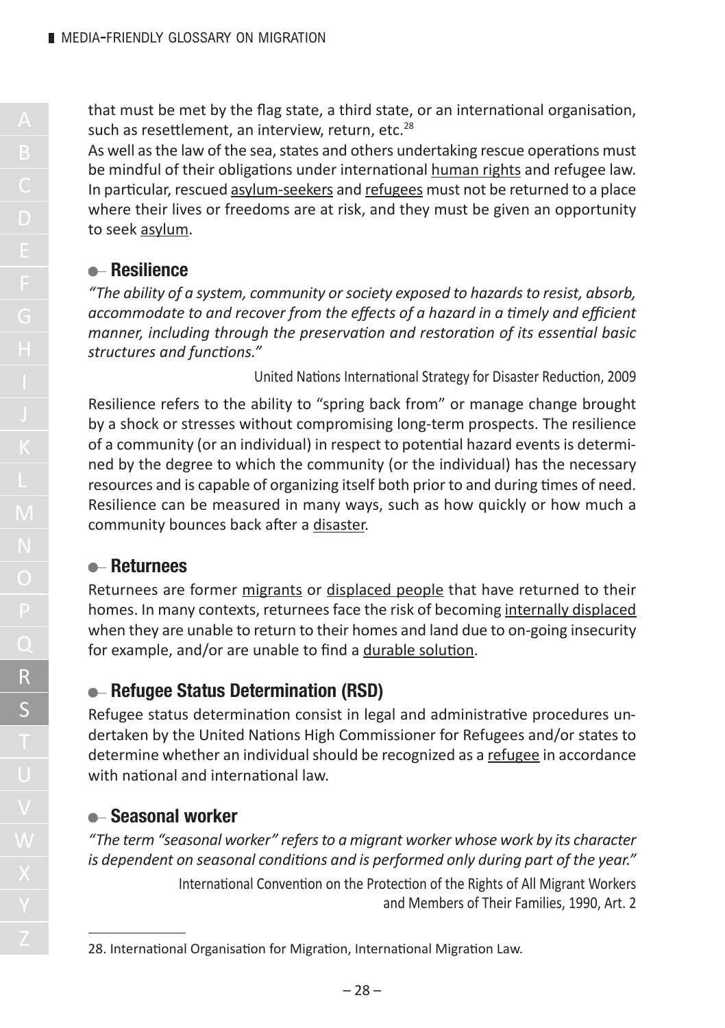that must be met by the flag state, a third state, or an international organisation, such as resettlement, an interview, return, etc.[28]

As well as the law of the sea, states and others undertaking rescue operations must be mindful of their obligations under international human rights and refugee law. In particular, rescued asylum-seekers and refugees must not be returned to a place where their lives or freedoms are at risk, and they must be given an opportunity to seek asylum.

## Resilience

*"The ability of a system, community or society exposed to hazards to resist, absorb, accommodate to and recover from the effects of a hazard in a timely and efficient manner, including through the preservation and restoration of its essential basic structures and functions."*

United Nations International Strategy for Disaster Reduction, 2009

Resilience refers to the ability to "spring back from" or manage change brought by a shock or stresses without compromising long-term prospects. The resilience of a community (or an individual) in respect to potential hazard events is determined by the degree to which the community (or the individual) has the necessary resources and is capable of organizing itself both prior to and during times of need. Resilience can be measured in many ways, such as how quickly or how much a community bounces back after a disaster.

## Returnees

Returnees are former migrants or displaced people that have returned to their homes. In many contexts, returnees face the risk of becoming internally displaced when they are unable to return to their homes and land due to on-going insecurity for example, and/or are unable to find a durable solution.

## Refugee Status Determination (RSD)

Refugee status determination consist in legal and administrative procedures undertaken by the United Nations High Commissioner for Refugees and/or states to determine whether an individual should be recognized as a refugee in accordance with national and international law.

## Seasonal worker

*"The term "seasonal worker" refers to a migrant worker whose work by its character is dependent on seasonal conditions and is performed only during part of the year."*

International Convention on the Protection of the Rights of All Migrant Workers and Members of Their Families, 1990, Art. 2

---

28. International Organisation for Migration, International Migration Law.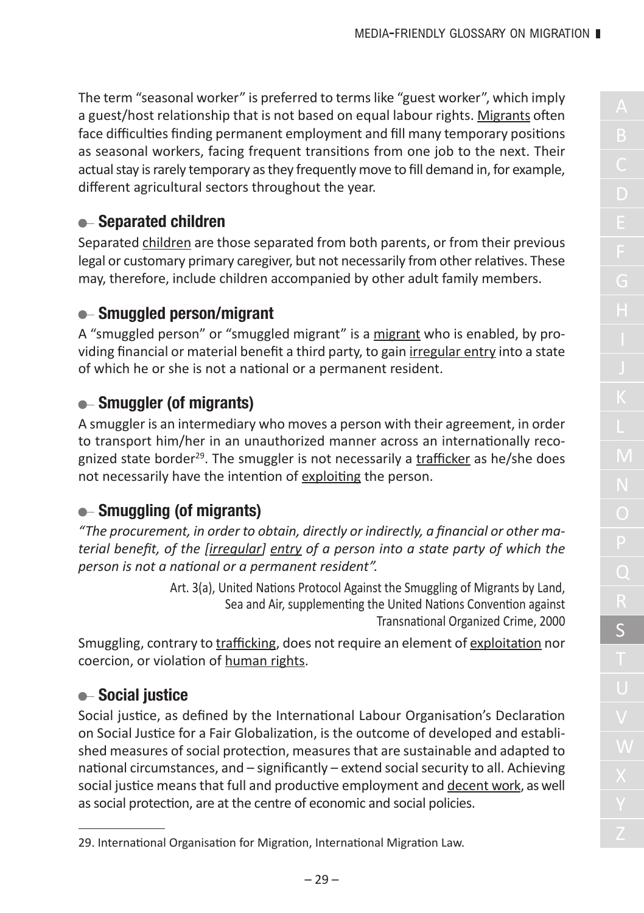The term "seasonal worker" is preferred to terms like "guest worker", which imply a guest/host relationship that is not based on equal labour rights. Migrants often face difficulties finding permanent employment and fill many temporary positions as seasonal workers, facing frequent transitions from one job to the next. Their actual stay is rarely temporary as they frequently move to fill demand in, for example, different agricultural sectors throughout the year.

## Separated children

Separated children are those separated from both parents, or from their previous legal or customary primary caregiver, but not necessarily from other relatives. These may, therefore, include children accompanied by other adult family members.

## Smuggled person/migrant

A "smuggled person" or "smuggled migrant" is a migrant who is enabled, by providing financial or material benefit a third party, to gain irregular entry into a state of which he or she is not a national or a permanent resident.

## Smuggler (of migrants)

A smuggler is an intermediary who moves a person with their agreement, in order to transport him/her in an unauthorized manner across an internationally recognized state border[29]. The smuggler is not necessarily a trafficker as he/she does not necessarily have the intention of exploiting the person.

## Smuggling (of migrants)

*"The procurement, in order to obtain, directly or indirectly, a financial or other material benefit, of the [irregular] entry of a person into a state party of which the person is not a national or a permanent resident".*

Art. 3(a), United Nations Protocol Against the Smuggling of Migrants by Land, Sea and Air, supplementing the United Nations Convention against Transnational Organized Crime, 2000

Smuggling, contrary to trafficking, does not require an element of exploitation nor coercion, or violation of human rights.

## Social justice

Social justice, as defined by the International Labour Organisation's Declaration on Social Justice for a Fair Globalization, is the outcome of developed and established measures of social protection, measures that are sustainable and adapted to national circumstances, and – significantly – extend social security to all. Achieving social justice means that full and productive employment and decent work, as well as social protection, are at the centre of economic and social policies.

---

29. International Organisation for Migration, International Migration Law.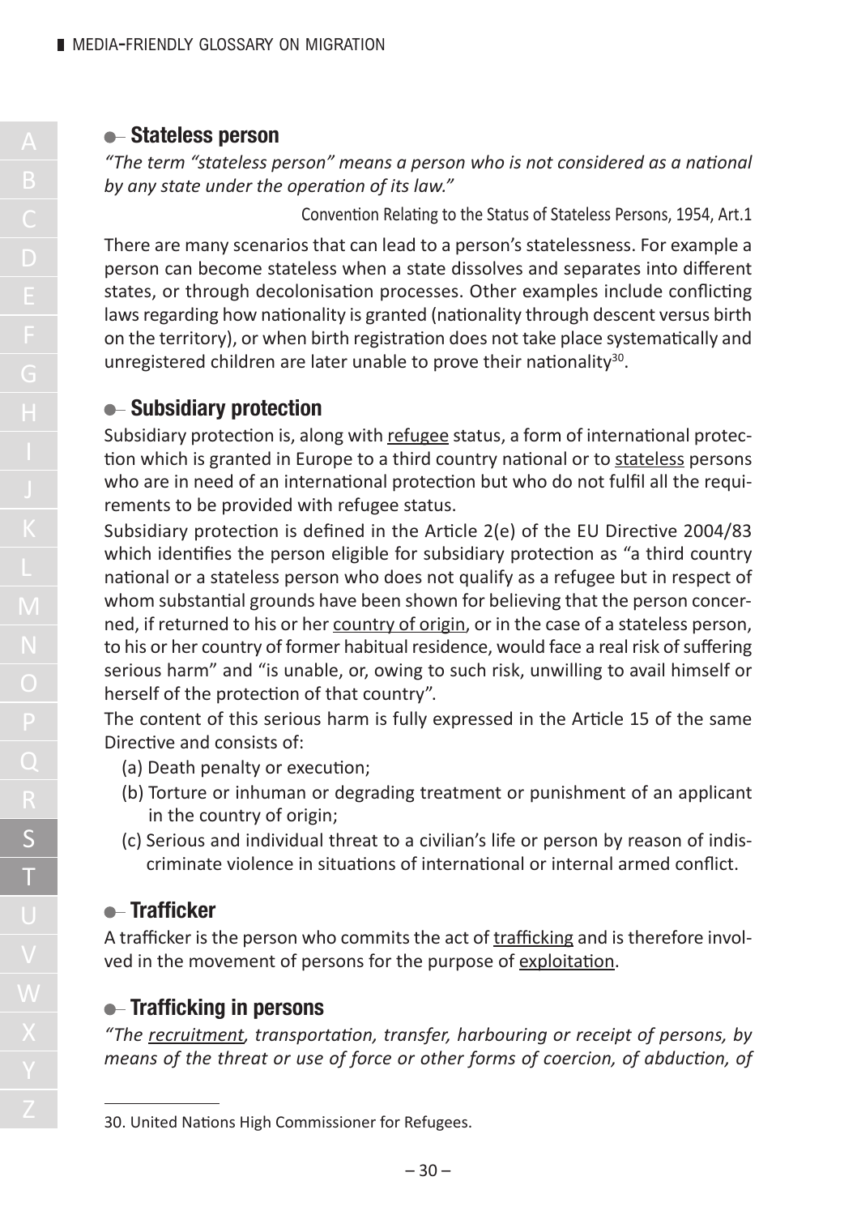## Stateless person

*"The term "stateless person" means a person who is not considered as a national by any state under the operation of its law."*

Convention Relating to the Status of Stateless Persons, 1954, Art.1

There are many scenarios that can lead to a person's statelessness. For example a person can become stateless when a state dissolves and separates into different states, or through decolonisation processes. Other examples include conflicting laws regarding how nationality is granted (nationality through descent versus birth on the territory), or when birth registration does not take place systematically and unregistered children are later unable to prove their nationality[30].

## Subsidiary protection

Subsidiary protection is, along with refugee status, a form of international protection which is granted in Europe to a third country national or to stateless persons who are in need of an international protection but who do not fulfil all the requirements to be provided with refugee status.

Subsidiary protection is defined in the Article 2(e) of the EU Directive 2004/83 which identifies the person eligible for subsidiary protection as "a third country national or a stateless person who does not qualify as a refugee but in respect of whom substantial grounds have been shown for believing that the person concerned, if returned to his or her country of origin, or in the case of a stateless person, to his or her country of former habitual residence, would face a real risk of suffering serious harm" and "is unable, or, owing to such risk, unwilling to avail himself or herself of the protection of that country".

The content of this serious harm is fully expressed in the Article 15 of the same Directive and consists of:

(a) Death penalty or execution;
(b) Torture or inhuman or degrading treatment or punishment of an applicant in the country of origin;
(c) Serious and individual threat to a civilian's life or person by reason of indiscriminate violence in situations of international or internal armed conflict.

## Trafficker

A trafficker is the person who commits the act of trafficking and is therefore involved in the movement of persons for the purpose of exploitation.

## Trafficking in persons

*"The recruitment, transportation, transfer, harbouring or receipt of persons, by means of the threat or use of force or other forms of coercion, of abduction, of*

---

30. United Nations High Commissioner for Refugees.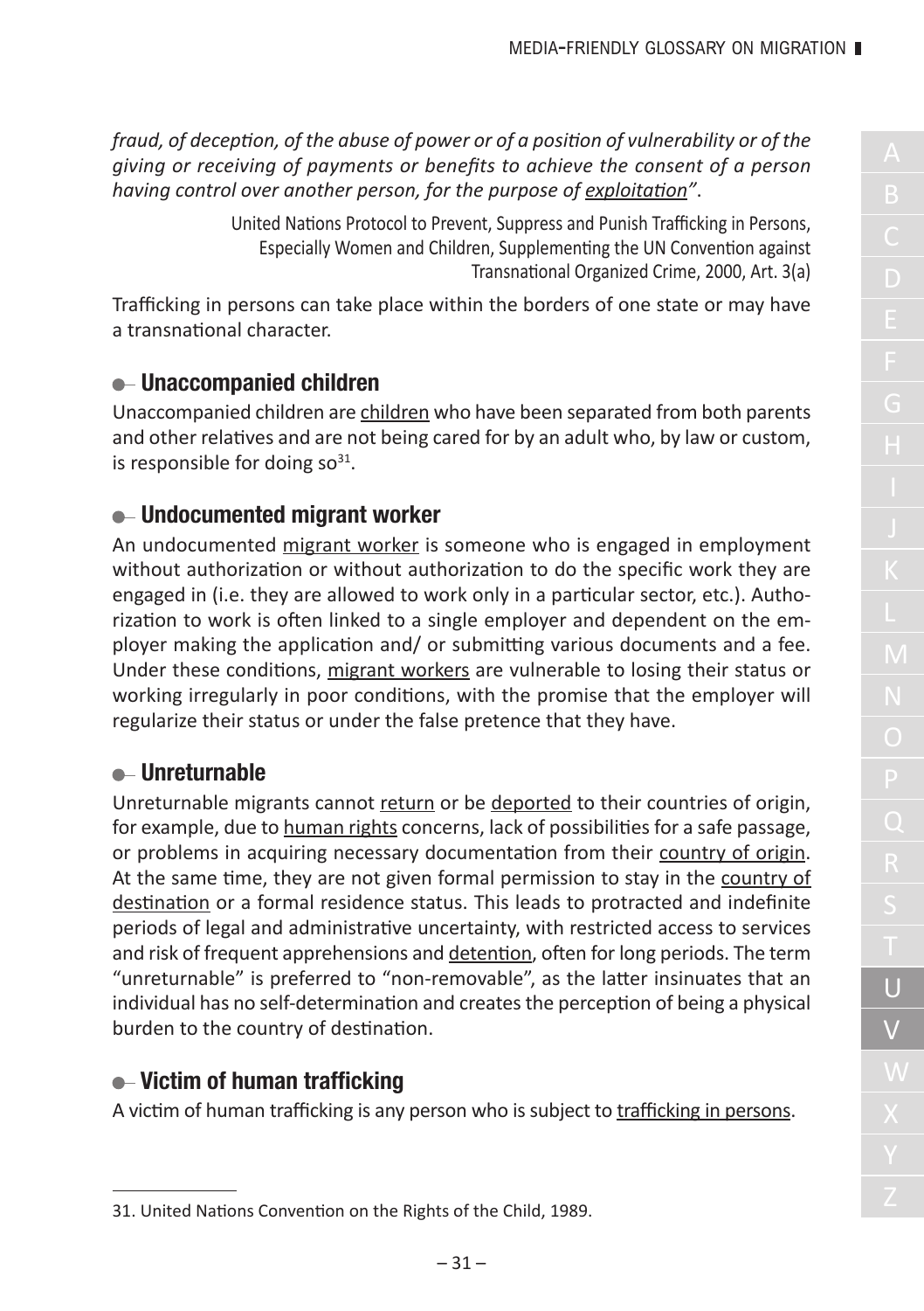*fraud, of deception, of the abuse of power or of a position of vulnerability or of the giving or receiving of payments or benefits to achieve the consent of a person having control over another person, for the purpose of exploitation".*

United Nations Protocol to Prevent, Suppress and Punish Trafficking in Persons, Especially Women and Children, Supplementing the UN Convention against Transnational Organized Crime, 2000, Art. 3(a)

Trafficking in persons can take place within the borders of one state or may have a transnational character.

## Unaccompanied children

Unaccompanied children are children who have been separated from both parents and other relatives and are not being cared for by an adult who, by law or custom, is responsible for doing so[31].

## Undocumented migrant worker

An undocumented migrant worker is someone who is engaged in employment without authorization or without authorization to do the specific work they are engaged in (i.e. they are allowed to work only in a particular sector, etc.). Authorization to work is often linked to a single employer and dependent on the employer making the application and/ or submitting various documents and a fee. Under these conditions, migrant workers are vulnerable to losing their status or working irregularly in poor conditions, with the promise that the employer will regularize their status or under the false pretence that they have.

## Unreturnable

Unreturnable migrants cannot return or be deported to their countries of origin, for example, due to human rights concerns, lack of possibilities for a safe passage, or problems in acquiring necessary documentation from their country of origin. At the same time, they are not given formal permission to stay in the country of destination or a formal residence status. This leads to protracted and indefinite periods of legal and administrative uncertainty, with restricted access to services and risk of frequent apprehensions and detention, often for long periods. The term "unreturnable" is preferred to "non-removable", as the latter insinuates that an individual has no self-determination and creates the perception of being a physical burden to the country of destination.

## Victim of human trafficking

A victim of human trafficking is any person who is subject to trafficking in persons.

---

31. United Nations Convention on the Rights of the Child, 1989.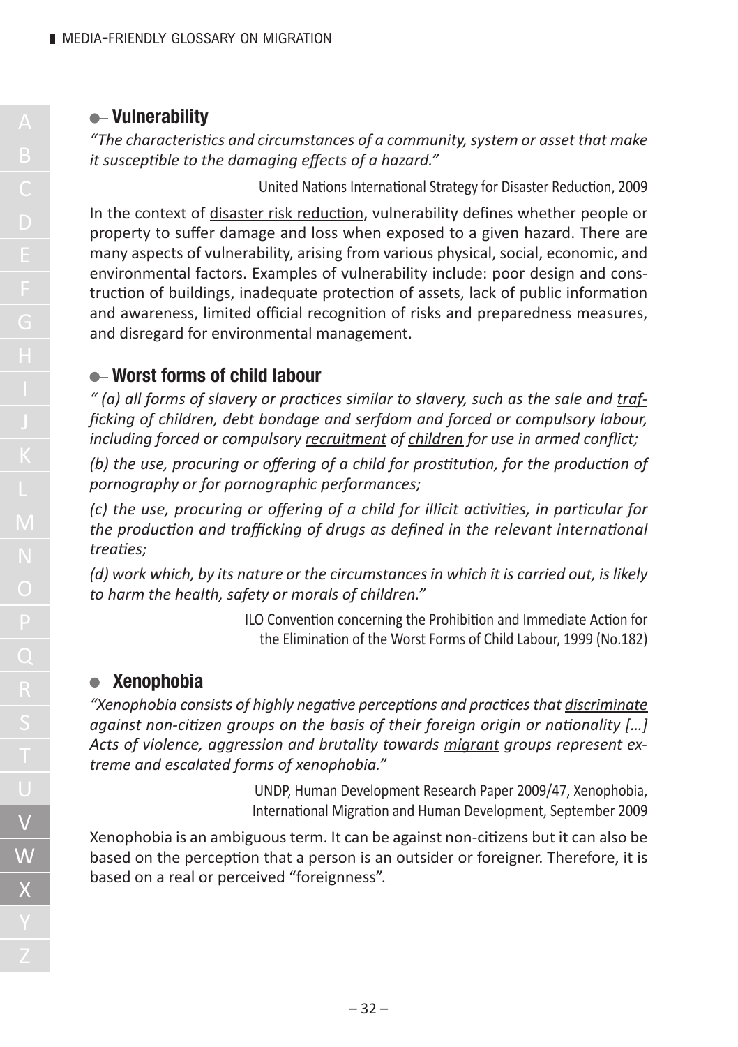## Vulnerability

*"The characteristics and circumstances of a community, system or asset that make it susceptible to the damaging effects of a hazard."*

United Nations International Strategy for Disaster Reduction, 2009

In the context of disaster risk reduction, vulnerability defines whether people or property to suffer damage and loss when exposed to a given hazard. There are many aspects of vulnerability, arising from various physical, social, economic, and environmental factors. Examples of vulnerability include: poor design and construction of buildings, inadequate protection of assets, lack of public information and awareness, limited official recognition of risks and preparedness measures, and disregard for environmental management.

## Worst forms of child labour

*" (a) all forms of slavery or practices similar to slavery, such as the sale and trafficking of children, debt bondage and serfdom and forced or compulsory labour, including forced or compulsory recruitment of children for use in armed conflict;*

*(b) the use, procuring or offering of a child for prostitution, for the production of pornography or for pornographic performances;*

*(c) the use, procuring or offering of a child for illicit activities, in particular for the production and trafficking of drugs as defined in the relevant international treaties;*

*(d) work which, by its nature or the circumstances in which it is carried out, is likely to harm the health, safety or morals of children."*

ILO Convention concerning the Prohibition and Immediate Action for the Elimination of the Worst Forms of Child Labour, 1999 (No.182)

## Xenophobia

*"Xenophobia consists of highly negative perceptions and practices that discriminate against non-citizen groups on the basis of their foreign origin or nationality […] Acts of violence, aggression and brutality towards migrant groups represent extreme and escalated forms of xenophobia."*

UNDP, Human Development Research Paper 2009/47, Xenophobia, International Migration and Human Development, September 2009

Xenophobia is an ambiguous term. It can be against non-citizens but it can also be based on the perception that a person is an outsider or foreigner. Therefore, it is based on a real or perceived "foreignness".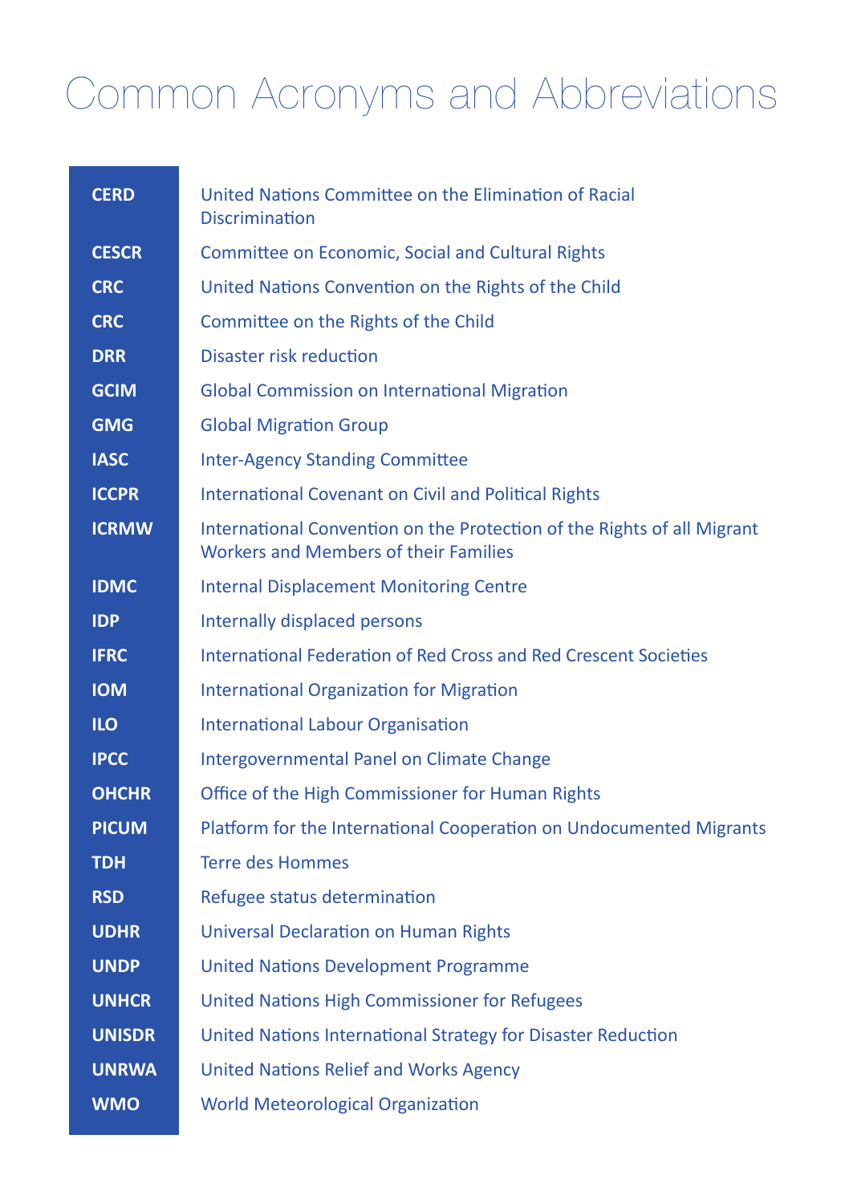# Common Acronyms and Abbreviations

| | |
|---|---|
| **CERD** | United Nations Committee on the Elimination of Racial Discrimination |
| **CESCR** | Committee on Economic, Social and Cultural Rights |
| **CRC** | United Nations Convention on the Rights of the Child |
| **CRC** | Committee on the Rights of the Child |
| **DRR** | Disaster risk reduction |
| **GCIM** | Global Commission on International Migration |
| **GMG** | Global Migration Group |
| **IASC** | Inter-Agency Standing Committee |
| **ICCPR** | International Covenant on Civil and Political Rights |
| **ICRMW** | International Convention on the Protection of the Rights of all Migrant Workers and Members of their Families |
| **IDMC** | Internal Displacement Monitoring Centre |
| **IDP** | Internally displaced persons |
| **IFRC** | International Federation of Red Cross and Red Crescent Societies |
| **IOM** | International Organization for Migration |
| **ILO** | International Labour Organisation |
| **IPCC** | Intergovernmental Panel on Climate Change |
| **OHCHR** | Office of the High Commissioner for Human Rights |
| **PICUM** | Platform for the International Cooperation on Undocumented Migrants |
| **TDH** | Terre des Hommes |
| **RSD** | Refugee status determination |
| **UDHR** | Universal Declaration on Human Rights |
| **UNDP** | United Nations Development Programme |
| **UNHCR** | United Nations High Commissioner for Refugees |
| **UNISDR** | United Nations International Strategy for Disaster Reduction |
| **UNRWA** | United Nations Relief and Works Agency |
| **WMO** | World Meteorological Organization |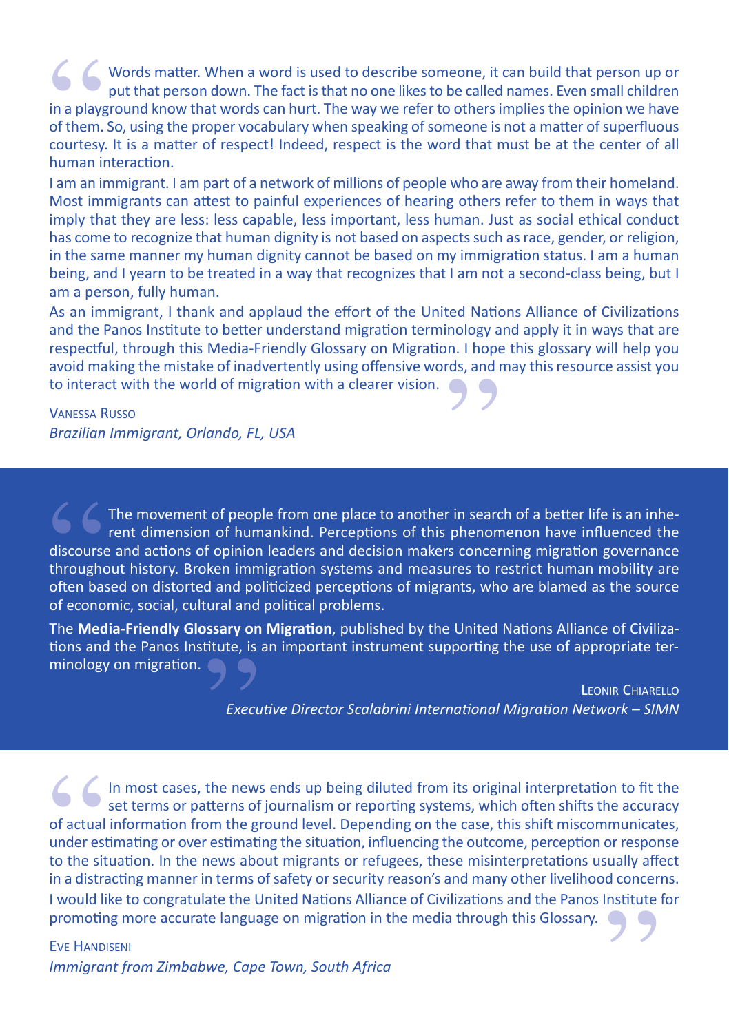"Words matter. When a word is used to describe someone, it can build that person up or put that person down. The fact is that no one likes to be called names. Even small children in a playground know that words can hurt. The way we refer to others implies the opinion we have of them. So, using the proper vocabulary when speaking of someone is not a matter of superfluous courtesy. It is a matter of respect! Indeed, respect is the word that must be at the center of all human interaction.

I am an immigrant. I am part of a network of millions of people who are away from their homeland. Most immigrants can attest to painful experiences of hearing others refer to them in ways that imply that they are less: less capable, less important, less human. Just as social ethical conduct has come to recognize that human dignity is not based on aspects such as race, gender, or religion, in the same manner my human dignity cannot be based on my immigration status. I am a human being, and I yearn to be treated in a way that recognizes that I am not a second-class being, but I am a person, fully human.

As an immigrant, I thank and applaud the effort of the United Nations Alliance of Civilizations and the Panos Institute to better understand migration terminology and apply it in ways that are respectful, through this Media-Friendly Glossary on Migration. I hope this glossary will help you avoid making the mistake of inadvertently using offensive words, and may this resource assist you to interact with the world of migration with a clearer vision."

Vanessa Russo
*Brazilian Immigrant, Orlando, FL, USA*

"The movement of people from one place to another in search of a better life is an inherent dimension of humankind. Perceptions of this phenomenon have influenced the discourse and actions of opinion leaders and decision makers concerning migration governance throughout history. Broken immigration systems and measures to restrict human mobility are often based on distorted and politicized perceptions of migrants, who are blamed as the source of economic, social, cultural and political problems.

The **Media-Friendly Glossary on Migration**, published by the United Nations Alliance of Civilizations and the Panos Institute, is an important instrument supporting the use of appropriate terminology on migration."

Leonir Chiarello
*Executive Director Scalabrini International Migration Network – SIMN*

"In most cases, the news ends up being diluted from its original interpretation to fit the set terms or patterns of journalism or reporting systems, which often shifts the accuracy of actual information from the ground level. Depending on the case, this shift miscommunicates, under estimating or over estimating the situation, influencing the outcome, perception or response to the situation. In the news about migrants or refugees, these misinterpretations usually affect in a distracting manner in terms of safety or security reason's and many other livelihood concerns.

I would like to congratulate the United Nations Alliance of Civilizations and the Panos Institute for promoting more accurate language on migration in the media through this Glossary."

Eve Handiseni
*Immigrant from Zimbabwe, Cape Town, South Africa*